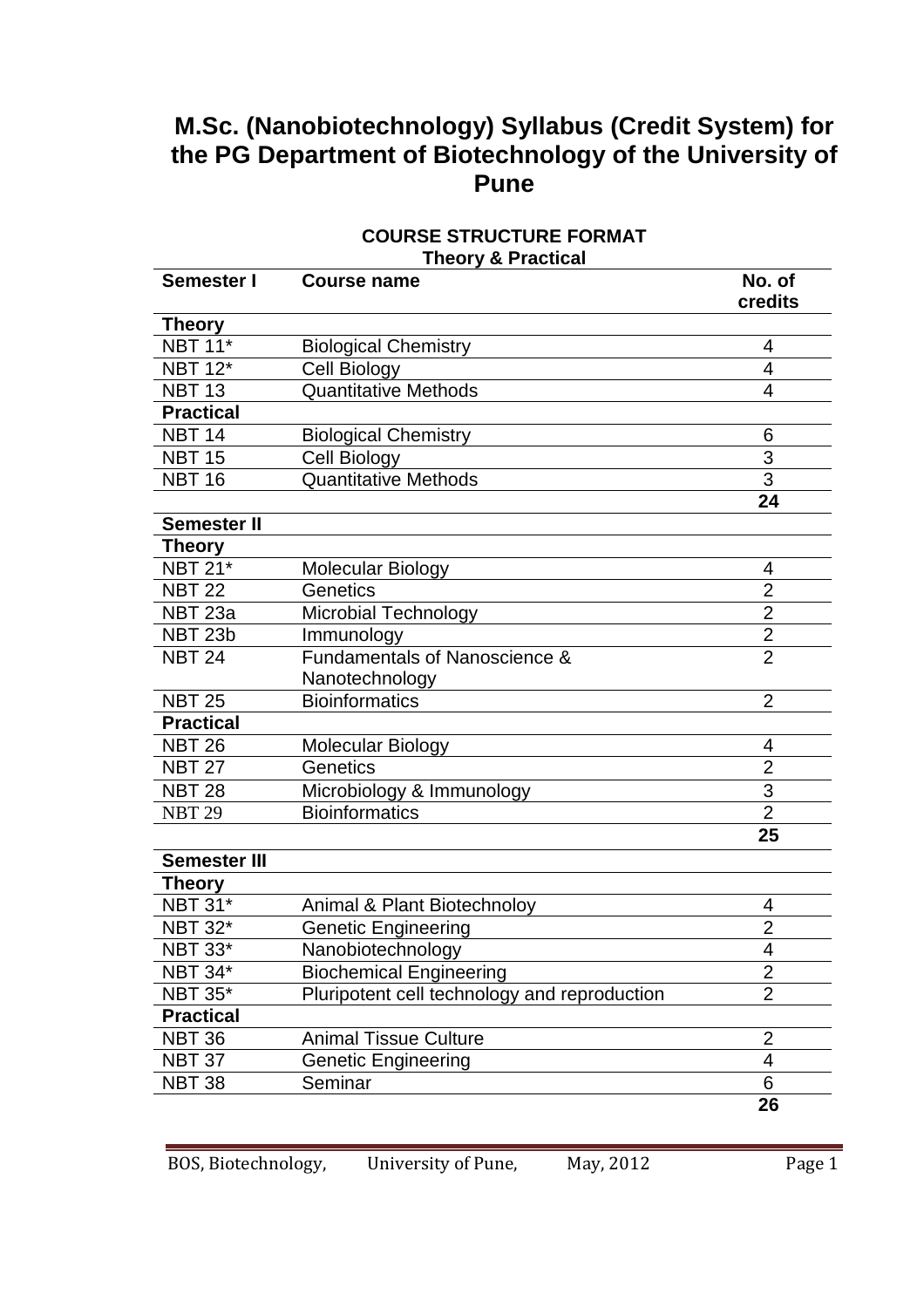# M.Sc. (Nanobiotechnology) Syllabus (Credit System) for the PG Department of Biotechnology of the University of Pune

## COURSE STRUCTURE FORMAT

### Theory & Practical

| Semester I | Course name | No. of credits |
|---|---|---|
| **Theory** | | |
| NBT 11* | Biological Chemistry | 4 |
| NBT 12* | Cell Biology | 4 |
| NBT 13 | Quantitative Methods | 4 |
| **Practical** | | |
| NBT 14 | Biological Chemistry | 6 |
| NBT 15 | Cell Biology | 3 |
| NBT 16 | Quantitative Methods | 3 |
| | | **24** |
| **Semester II** | | |
| **Theory** | | |
| NBT 21* | Molecular Biology | 4 |
| NBT 22 | Genetics | 2 |
| NBT 23a | Microbial Technology | 2 |
| NBT 23b | Immunology | 2 |
| NBT 24 | Fundamentals of Nanoscience & Nanotechnology | 2 |
| NBT 25 | Bioinformatics | 2 |
| **Practical** | | |
| NBT 26 | Molecular Biology | 4 |
| NBT 27 | Genetics | 2 |
| NBT 28 | Microbiology & Immunology | 3 |
| NBT 29 | Bioinformatics | 2 |
| | | **25** |
| **Semester III** | | |
| **Theory** | | |
| NBT 31* | Animal & Plant Biotechnoloy | 4 |
| NBT 32* | Genetic Engineering | 2 |
| NBT 33* | Nanobiotechnology | 4 |
| NBT 34* | Biochemical Engineering | 2 |
| NBT 35* | Pluripotent cell technology and reproduction | 2 |
| **Practical** | | |
| NBT 36 | Animal Tissue Culture | 2 |
| NBT 37 | Genetic Engineering | 4 |
| NBT 38 | Seminar | 6 |
| | | **26** |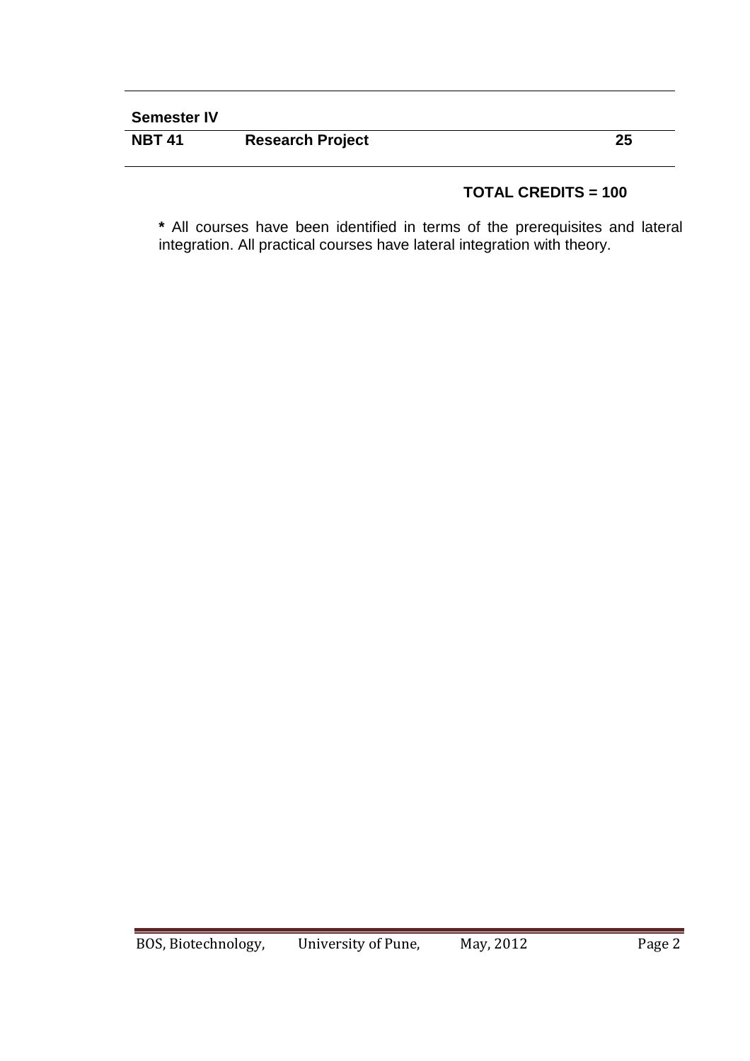| **Semester IV** | | |
| --- | --- | --- |
| **NBT 41** | **Research Project** | **25** |

**TOTAL CREDITS = 100**

**\*** All courses have been identified in terms of the prerequisites and lateral integration. All practical courses have lateral integration with theory.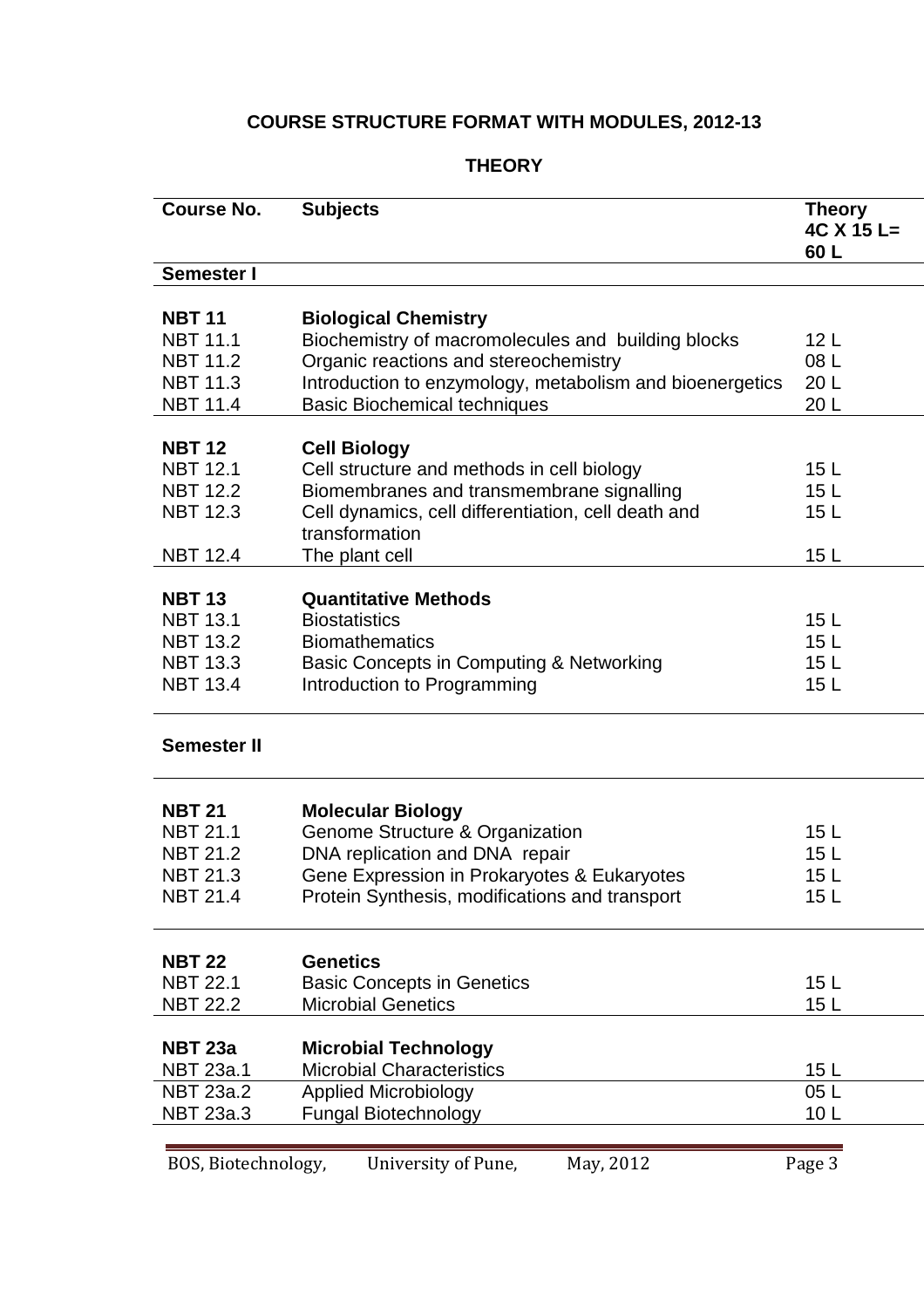# COURSE STRUCTURE FORMAT WITH MODULES, 2012-13

## THEORY

| Course No. | Subjects | Theory 4C X 15 L= 60 L |
|---|---|---|
| **Semester I** | | |
| **NBT 11** | **Biological Chemistry** | |
| NBT 11.1 | Biochemistry of macromolecules and building blocks | 12 L |
| NBT 11.2 | Organic reactions and stereochemistry | 08 L |
| NBT 11.3 | Introduction to enzymology, metabolism and bioenergetics | 20 L |
| NBT 11.4 | Basic Biochemical techniques | 20 L |
| **NBT 12** | **Cell Biology** | |
| NBT 12.1 | Cell structure and methods in cell biology | 15 L |
| NBT 12.2 | Biomembranes and transmembrane signalling | 15 L |
| NBT 12.3 | Cell dynamics, cell differentiation, cell death and transformation | 15 L |
| NBT 12.4 | The plant cell | 15 L |
| **NBT 13** | **Quantitative Methods** | |
| NBT 13.1 | Biostatistics | 15 L |
| NBT 13.2 | Biomathematics | 15 L |
| NBT 13.3 | Basic Concepts in Computing & Networking | 15 L |
| NBT 13.4 | Introduction to Programming | 15 L |
| **Semester II** | | |
| **NBT 21** | **Molecular Biology** | |
| NBT 21.1 | Genome Structure & Organization | 15 L |
| NBT 21.2 | DNA replication and DNA repair | 15 L |
| NBT 21.3 | Gene Expression in Prokaryotes & Eukaryotes | 15 L |
| NBT 21.4 | Protein Synthesis, modifications and transport | 15 L |
| **NBT 22** | **Genetics** | |
| NBT 22.1 | Basic Concepts in Genetics | 15 L |
| NBT 22.2 | Microbial Genetics | 15 L |
| **NBT 23a** | **Microbial Technology** | |
| NBT 23a.1 | Microbial Characteristics | 15 L |
| NBT 23a.2 | Applied Microbiology | 05 L |
| NBT 23a.3 | Fungal Biotechnology | 10 L |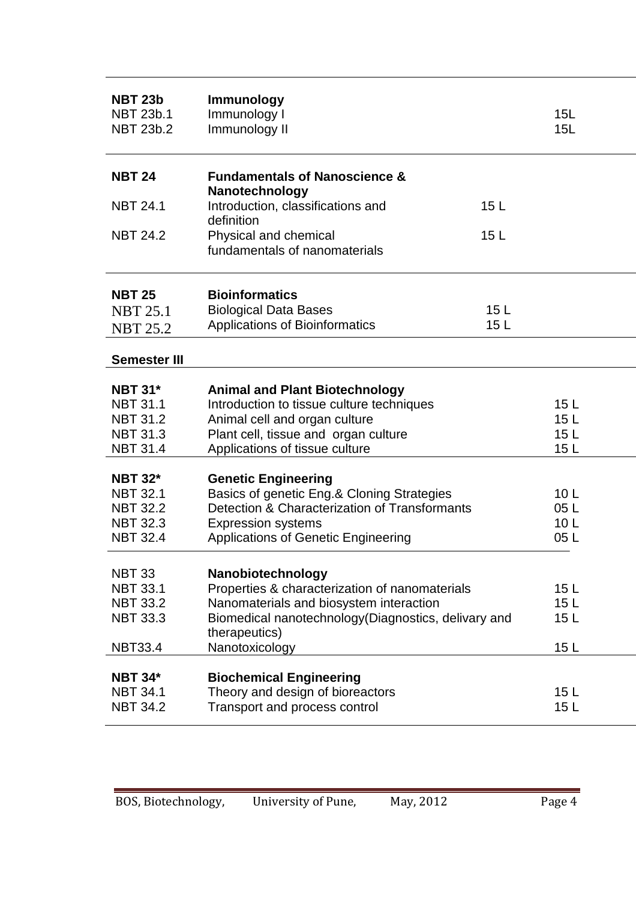| | | |
|---|---|---|
| **NBT 23b** | **Immunology** | |
| NBT 23b.1 | Immunology I | 15L |
| NBT 23b.2 | Immunology II | 15L |
| **NBT 24** | **Fundamentals of Nanoscience & Nanotechnology** | |
| NBT 24.1 | Introduction, classifications and definition | 15 L |
| NBT 24.2 | Physical and chemical fundamentals of nanomaterials | 15 L |
| **NBT 25** | **Bioinformatics** | |
| NBT 25.1 | Biological Data Bases | 15 L |
| NBT 25.2 | Applications of Bioinformatics | 15 L |

**Semester III**

| | | |
|---|---|---|
| **NBT 31*** | **Animal and Plant Biotechnology** | |
| NBT 31.1 | Introduction to tissue culture techniques | 15 L |
| NBT 31.2 | Animal cell and organ culture | 15 L |
| NBT 31.3 | Plant cell, tissue and organ culture | 15 L |
| NBT 31.4 | Applications of tissue culture | 15 L |
| **NBT 32*** | **Genetic Engineering** | |
| NBT 32.1 | Basics of genetic Eng.& Cloning Strategies | 10 L |
| NBT 32.2 | Detection & Characterization of Transformants | 05 L |
| NBT 32.3 | Expression systems | 10 L |
| NBT 32.4 | Applications of Genetic Engineering | 05 L |
| NBT 33 | **Nanobiotechnology** | |
| NBT 33.1 | Properties & characterization of nanomaterials | 15 L |
| NBT 33.2 | Nanomaterials and biosystem interaction | 15 L |
| NBT 33.3 | Biomedical nanotechnology(Diagnostics, delivary and therapeutics) | 15 L |
| NBT33.4 | Nanotoxicology | 15 L |
| **NBT 34*** | **Biochemical Engineering** | |
| NBT 34.1 | Theory and design of bioreactors | 15 L |
| NBT 34.2 | Transport and process control | 15 L |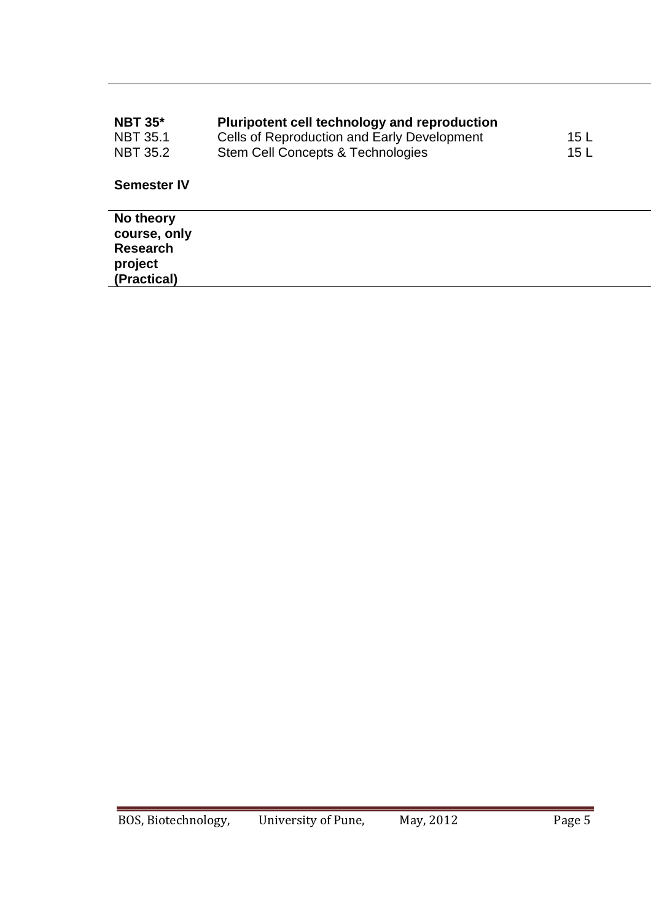| | | |
|---|---|---|
| **NBT 35*** | **Pluripotent cell technology and reproduction** | |
| NBT 35.1 | Cells of Reproduction and Early Development | 15 L |
| NBT 35.2 | Stem Cell Concepts & Technologies | 15 L |

**Semester IV**

| |
|---|
| **No theory course, only Research project (Practical)** |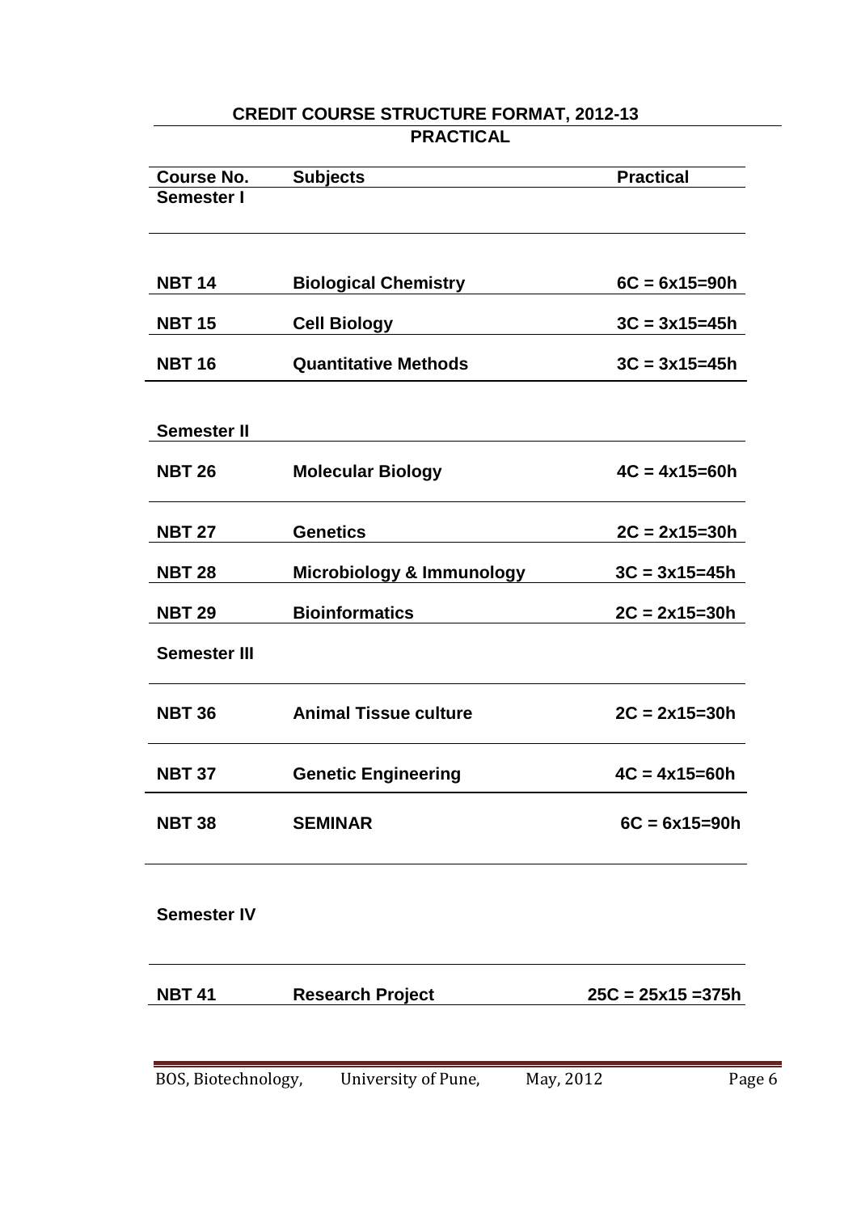# CREDIT COURSE STRUCTURE FORMAT, 2012-13

## PRACTICAL

| Course No. | Subjects | Practical |
|---|---|---|
| **Semester I** | | |
| NBT 14 | Biological Chemistry | 6C = 6x15=90h |
| NBT 15 | Cell Biology | 3C = 3x15=45h |
| NBT 16 | Quantitative Methods | 3C = 3x15=45h |
| **Semester II** | | |
| NBT 26 | Molecular Biology | 4C = 4x15=60h |
| NBT 27 | Genetics | 2C = 2x15=30h |
| NBT 28 | Microbiology & Immunology | 3C = 3x15=45h |
| NBT 29 | Bioinformatics | 2C = 2x15=30h |
| **Semester III** | | |
| NBT 36 | Animal Tissue culture | 2C = 2x15=30h |
| NBT 37 | Genetic Engineering | 4C = 4x15=60h |
| NBT 38 | SEMINAR | 6C = 6x15=90h |
| **Semester IV** | | |
| NBT 41 | Research Project | 25C = 25x15 =375h |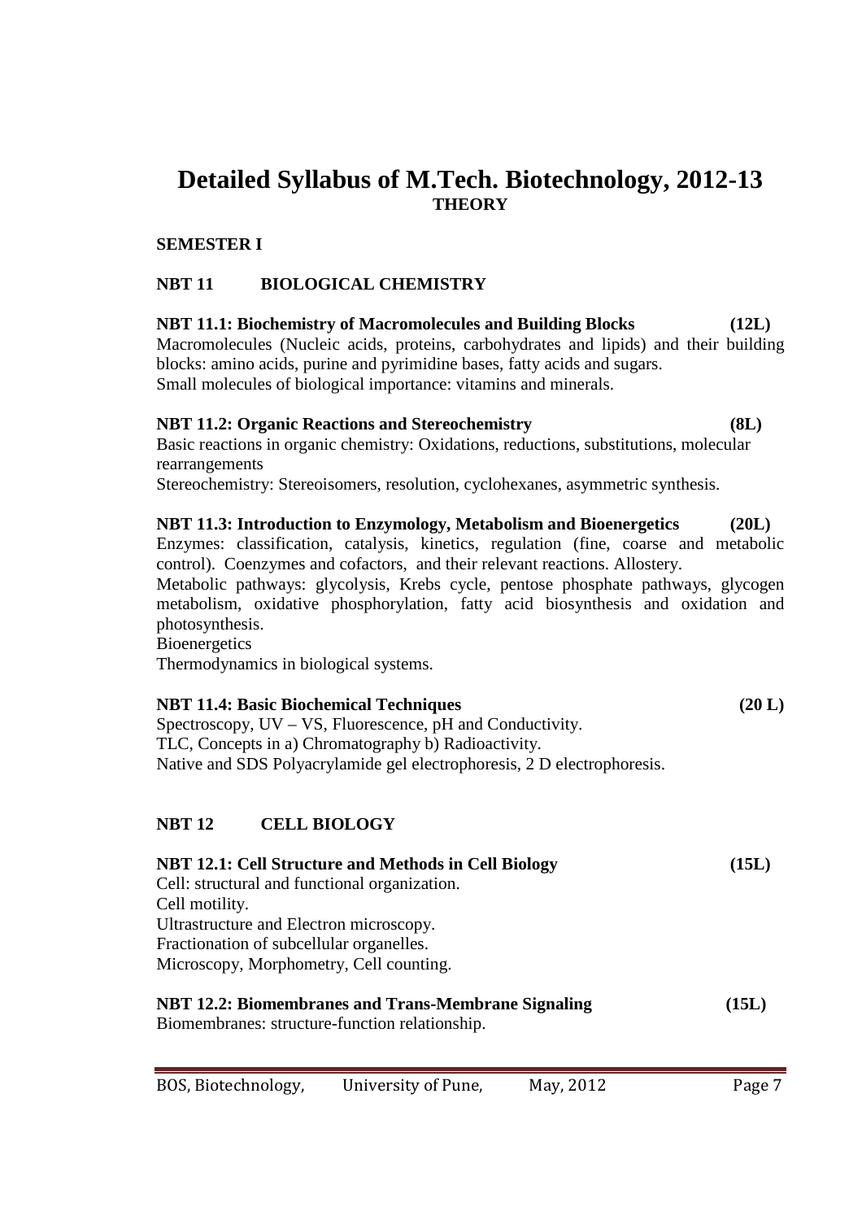# Detailed Syllabus of M.Tech. Biotechnology, 2012-13

## THEORY

### SEMESTER I

### NBT 11 BIOLOGICAL CHEMISTRY

**NBT 11.1: Biochemistry of Macromolecules and Building Blocks (12L)**

Macromolecules (Nucleic acids, proteins, carbohydrates and lipids) and their building blocks: amino acids, purine and pyrimidine bases, fatty acids and sugars.
Small molecules of biological importance: vitamins and minerals.

**NBT 11.2: Organic Reactions and Stereochemistry (8L)**

Basic reactions in organic chemistry: Oxidations, reductions, substitutions, molecular rearrangements
Stereochemistry: Stereoisomers, resolution, cyclohexanes, asymmetric synthesis.

**NBT 11.3: Introduction to Enzymology, Metabolism and Bioenergetics (20L)**

Enzymes: classification, catalysis, kinetics, regulation (fine, coarse and metabolic control). Coenzymes and cofactors, and their relevant reactions. Allostery.
Metabolic pathways: glycolysis, Krebs cycle, pentose phosphate pathways, glycogen metabolism, oxidative phosphorylation, fatty acid biosynthesis and oxidation and photosynthesis.
Bioenergetics
Thermodynamics in biological systems.

**NBT 11.4: Basic Biochemical Techniques (20 L)**

Spectroscopy, UV – VS, Fluorescence, pH and Conductivity.
TLC, Concepts in a) Chromatography b) Radioactivity.
Native and SDS Polyacrylamide gel electrophoresis, 2 D electrophoresis.

### NBT 12 CELL BIOLOGY

**NBT 12.1: Cell Structure and Methods in Cell Biology (15L)**

Cell: structural and functional organization.
Cell motility.
Ultrastructure and Electron microscopy.
Fractionation of subcellular organelles.
Microscopy, Morphometry, Cell counting.

**NBT 12.2: Biomembranes and Trans-Membrane Signaling (15L)**

Biomembranes: structure-function relationship.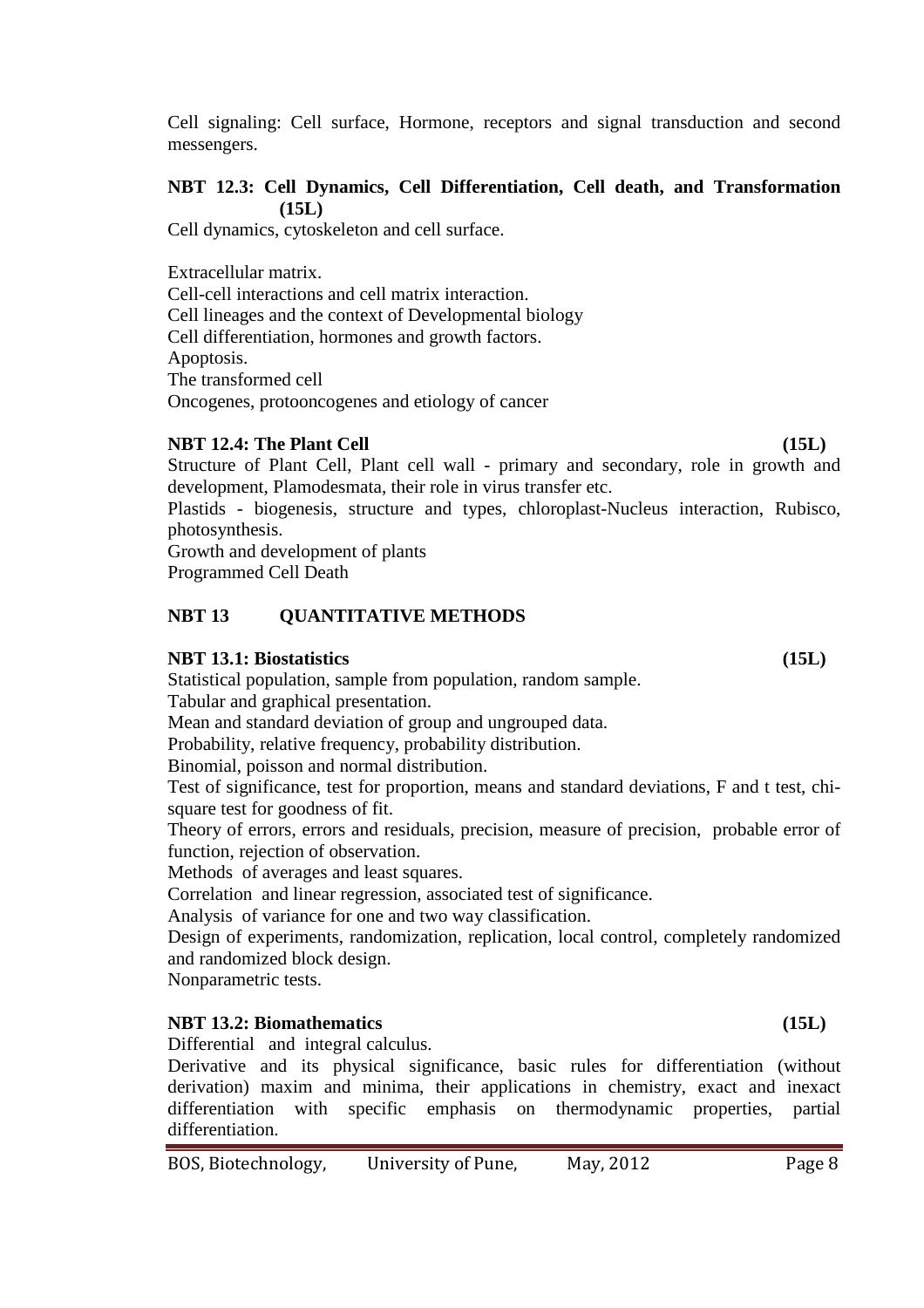Cell signaling: Cell surface, Hormone, receptors and signal transduction and second messengers.

**NBT 12.3: Cell Dynamics, Cell Differentiation, Cell death, and Transformation (15L)**

Cell dynamics, cytoskeleton and cell surface.

Extracellular matrix.
Cell-cell interactions and cell matrix interaction.
Cell lineages and the context of Developmental biology
Cell differentiation, hormones and growth factors.
Apoptosis.
The transformed cell
Oncogenes, protooncogenes and etiology of cancer

**NBT 12.4: The Plant Cell (15L)**

Structure of Plant Cell, Plant cell wall - primary and secondary, role in growth and development, Plamodesmata, their role in virus transfer etc.
Plastids - biogenesis, structure and types, chloroplast-Nucleus interaction, Rubisco, photosynthesis.
Growth and development of plants
Programmed Cell Death

## NBT 13 QUANTITATIVE METHODS

**NBT 13.1: Biostatistics (15L)**

Statistical population, sample from population, random sample.
Tabular and graphical presentation.
Mean and standard deviation of group and ungrouped data.
Probability, relative frequency, probability distribution.
Binomial, poisson and normal distribution.
Test of significance, test for proportion, means and standard deviations, F and t test, chi-square test for goodness of fit.
Theory of errors, errors and residuals, precision, measure of precision, probable error of function, rejection of observation.
Methods of averages and least squares.
Correlation and linear regression, associated test of significance.
Analysis of variance for one and two way classification.
Design of experiments, randomization, replication, local control, completely randomized and randomized block design.
Nonparametric tests.

**NBT 13.2: Biomathematics (15L)**

Differential and integral calculus.
Derivative and its physical significance, basic rules for differentiation (without derivation) maxim and minima, their applications in chemistry, exact and inexact differentiation with specific emphasis on thermodynamic properties, partial differentiation.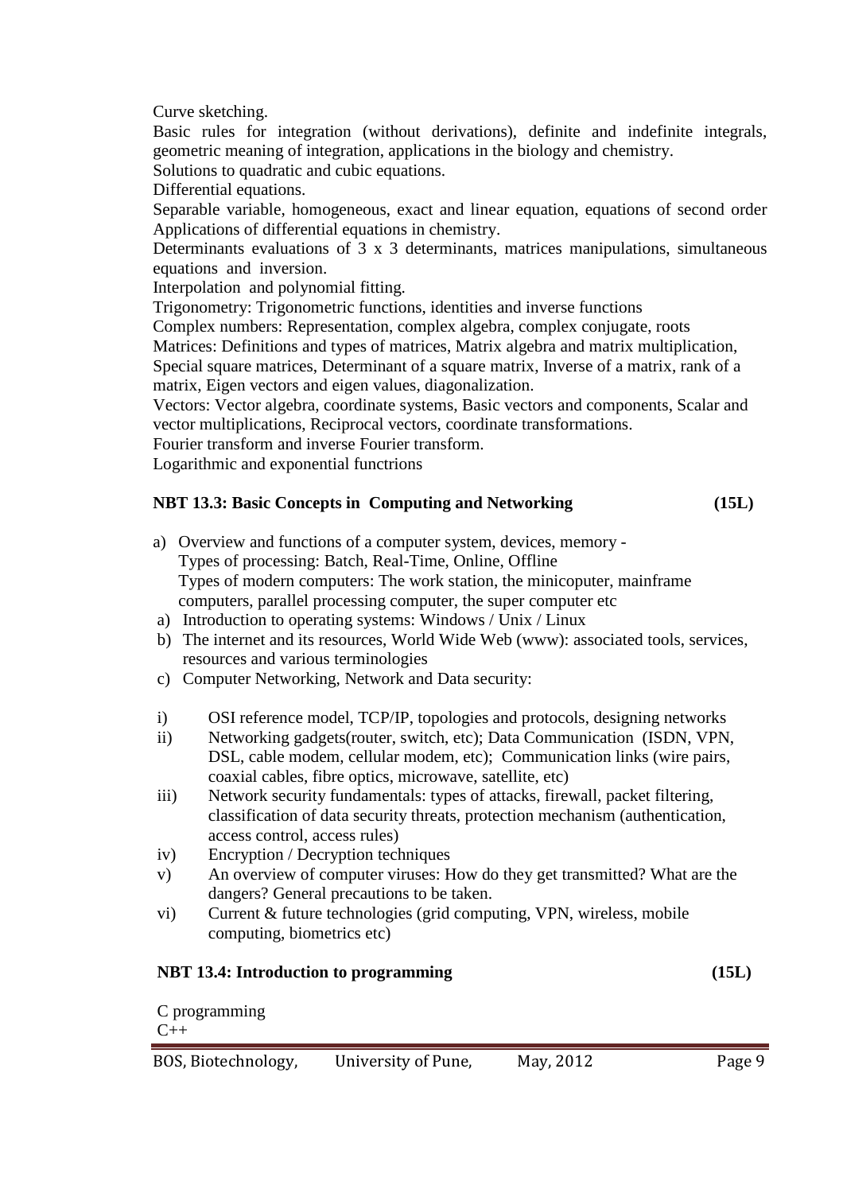Curve sketching.

Basic rules for integration (without derivations), definite and indefinite integrals, geometric meaning of integration, applications in the biology and chemistry.

Solutions to quadratic and cubic equations.

Differential equations.

Separable variable, homogeneous, exact and linear equation, equations of second order Applications of differential equations in chemistry.

Determinants evaluations of 3 x 3 determinants, matrices manipulations, simultaneous equations and inversion.

Interpolation and polynomial fitting.

Trigonometry: Trigonometric functions, identities and inverse functions

Complex numbers: Representation, complex algebra, complex conjugate, roots

Matrices: Definitions and types of matrices, Matrix algebra and matrix multiplication, Special square matrices, Determinant of a square matrix, Inverse of a matrix, rank of a matrix, Eigen vectors and eigen values, diagonalization.

Vectors: Vector algebra, coordinate systems, Basic vectors and components, Scalar and vector multiplications, Reciprocal vectors, coordinate transformations.

Fourier transform and inverse Fourier transform.

Logarithmic and exponential functrions

**NBT 13.3: Basic Concepts in Computing and Networking (15L)**

a) Overview and functions of a computer system, devices, memory -
   Types of processing: Batch, Real-Time, Online, Offline
   Types of modern computers: The work station, the minicoputer, mainframe computers, parallel processing computer, the super computer etc

a) Introduction to operating systems: Windows / Unix / Linux

b) The internet and its resources, World Wide Web (www): associated tools, services, resources and various terminologies

c) Computer Networking, Network and Data security:

i) OSI reference model, TCP/IP, topologies and protocols, designing networks

ii) Networking gadgets(router, switch, etc); Data Communication (ISDN, VPN, DSL, cable modem, cellular modem, etc); Communication links (wire pairs, coaxial cables, fibre optics, microwave, satellite, etc)

iii) Network security fundamentals: types of attacks, firewall, packet filtering, classification of data security threats, protection mechanism (authentication, access control, access rules)

iv) Encryption / Decryption techniques

v) An overview of computer viruses: How do they get transmitted? What are the dangers? General precautions to be taken.

vi) Current & future technologies (grid computing, VPN, wireless, mobile computing, biometrics etc)

**NBT 13.4: Introduction to programming (15L)**

C programming

C++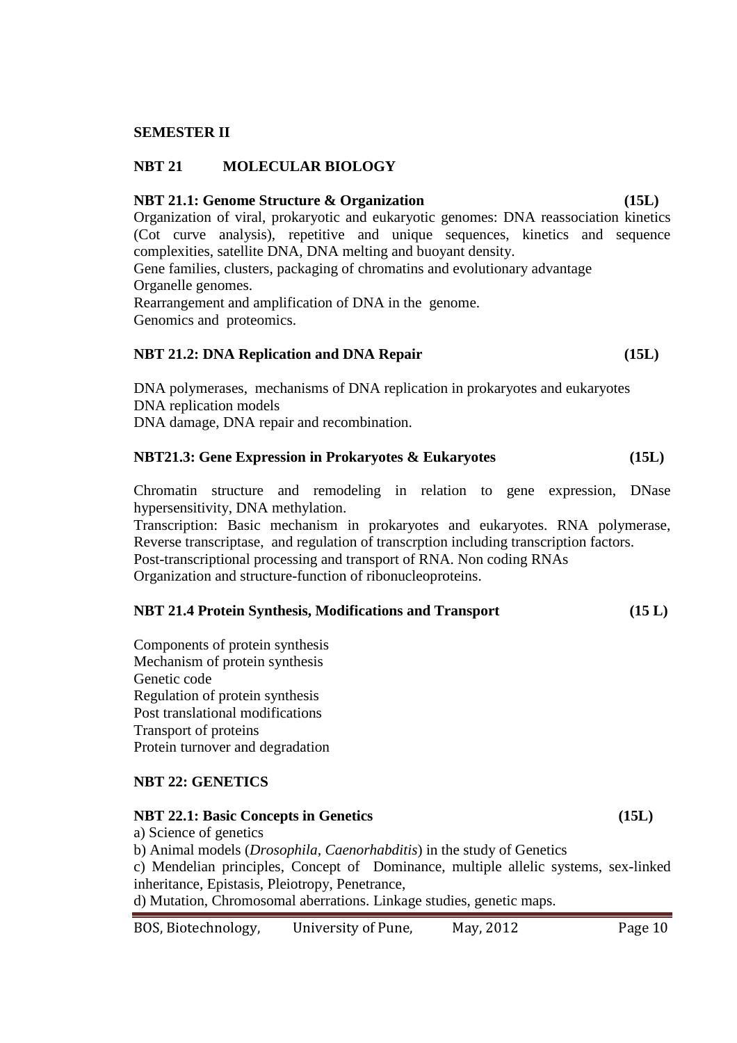## SEMESTER II

## NBT 21 MOLECULAR BIOLOGY

**NBT 21.1: Genome Structure & Organization (15L)**

Organization of viral, prokaryotic and eukaryotic genomes: DNA reassociation kinetics (Cot curve analysis), repetitive and unique sequences, kinetics and sequence complexities, satellite DNA, DNA melting and buoyant density.
Gene families, clusters, packaging of chromatins and evolutionary advantage
Organelle genomes.
Rearrangement and amplification of DNA in the genome.
Genomics and proteomics.

**NBT 21.2: DNA Replication and DNA Repair (15L)**

DNA polymerases, mechanisms of DNA replication in prokaryotes and eukaryotes
DNA replication models
DNA damage, DNA repair and recombination.

**NBT21.3: Gene Expression in Prokaryotes & Eukaryotes (15L)**

Chromatin structure and remodeling in relation to gene expression, DNase hypersensitivity, DNA methylation.
Transcription: Basic mechanism in prokaryotes and eukaryotes. RNA polymerase, Reverse transcriptase, and regulation of transcrption including transcription factors.
Post-transcriptional processing and transport of RNA. Non coding RNAs
Organization and structure-function of ribonucleoproteins.

**NBT 21.4 Protein Synthesis, Modifications and Transport (15 L)**

Components of protein synthesis
Mechanism of protein synthesis
Genetic code
Regulation of protein synthesis
Post translational modifications
Transport of proteins
Protein turnover and degradation

## NBT 22: GENETICS

**NBT 22.1: Basic Concepts in Genetics (15L)**

a) Science of genetics
b) Animal models (*Drosophila, Caenorhabditis*) in the study of Genetics
c) Mendelian principles, Concept of Dominance, multiple allelic systems, sex-linked inheritance, Epistasis, Pleiotropy, Penetrance,
d) Mutation, Chromosomal aberrations. Linkage studies, genetic maps.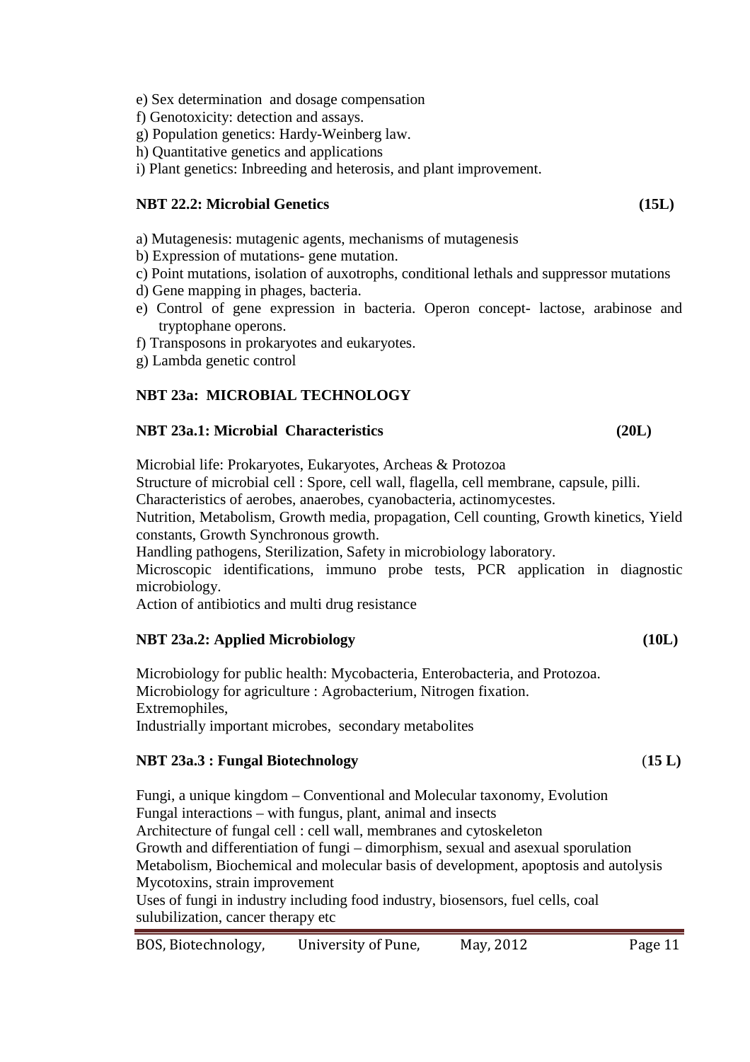e) Sex determination and dosage compensation
f) Genotoxicity: detection and assays.
g) Population genetics: Hardy-Weinberg law.
h) Quantitative genetics and applications
i) Plant genetics: Inbreeding and heterosis, and plant improvement.

**NBT 22.2: Microbial Genetics (15L)**

a) Mutagenesis: mutagenic agents, mechanisms of mutagenesis
b) Expression of mutations- gene mutation.
c) Point mutations, isolation of auxotrophs, conditional lethals and suppressor mutations
d) Gene mapping in phages, bacteria.
e) Control of gene expression in bacteria. Operon concept- lactose, arabinose and tryptophane operons.
f) Transposons in prokaryotes and eukaryotes.
g) Lambda genetic control

## NBT 23a: MICROBIAL TECHNOLOGY

**NBT 23a.1: Microbial Characteristics (20L)**

Microbial life: Prokaryotes, Eukaryotes, Archeas & Protozoa
Structure of microbial cell : Spore, cell wall, flagella, cell membrane, capsule, pilli.
Characteristics of aerobes, anaerobes, cyanobacteria, actinomycestes.
Nutrition, Metabolism, Growth media, propagation, Cell counting, Growth kinetics, Yield constants, Growth Synchronous growth.
Handling pathogens, Sterilization, Safety in microbiology laboratory.
Microscopic identifications, immuno probe tests, PCR application in diagnostic microbiology.
Action of antibiotics and multi drug resistance

**NBT 23a.2: Applied Microbiology (10L)**

Microbiology for public health: Mycobacteria, Enterobacteria, and Protozoa.
Microbiology for agriculture : Agrobacterium, Nitrogen fixation.
Extremophiles,
Industrially important microbes, secondary metabolites

**NBT 23a.3 : Fungal Biotechnology (15 L)**

Fungi, a unique kingdom – Conventional and Molecular taxonomy, Evolution
Fungal interactions – with fungus, plant, animal and insects
Architecture of fungal cell : cell wall, membranes and cytoskeleton
Growth and differentiation of fungi – dimorphism, sexual and asexual sporulation
Metabolism, Biochemical and molecular basis of development, apoptosis and autolysis
Mycotoxins, strain improvement
Uses of fungi in industry including food industry, biosensors, fuel cells, coal sulubilization, cancer therapy etc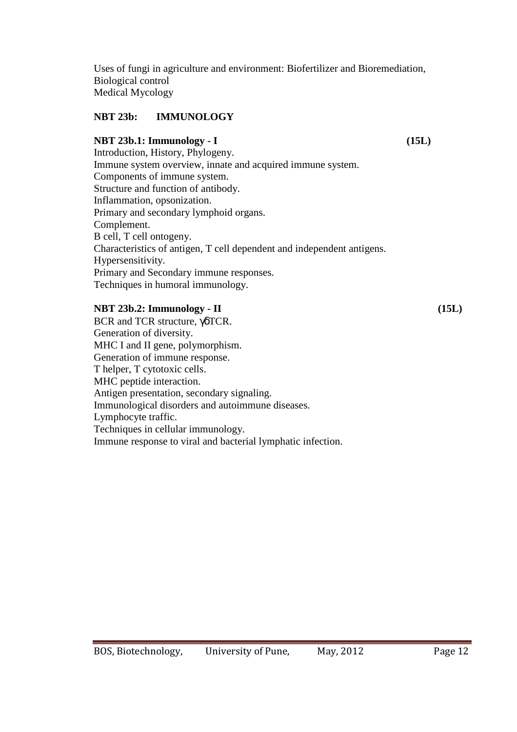Uses of fungi in agriculture and environment: Biofertilizer and Bioremediation, Biological control
Medical Mycology

**NBT 23b: IMMUNOLOGY**

**NBT 23b.1: Immunology - I** **(15L)**

Introduction, History, Phylogeny.
Immune system overview, innate and acquired immune system.
Components of immune system.
Structure and function of antibody.
Inflammation, opsonization.
Primary and secondary lymphoid organs.
Complement.
B cell, T cell ontogeny.
Characteristics of antigen, T cell dependent and independent antigens.
Hypersensitivity.
Primary and Secondary immune responses.
Techniques in humoral immunology.

**NBT 23b.2: Immunology - II** **(15L)**

BCR and TCR structure, $\gamma\delta$TCR.
Generation of diversity.
MHC I and II gene, polymorphism.
Generation of immune response.
T helper, T cytotoxic cells.
MHC peptide interaction.
Antigen presentation, secondary signaling.
Immunological disorders and autoimmune diseases.
Lymphocyte traffic.
Techniques in cellular immunology.
Immune response to viral and bacterial lymphatic infection.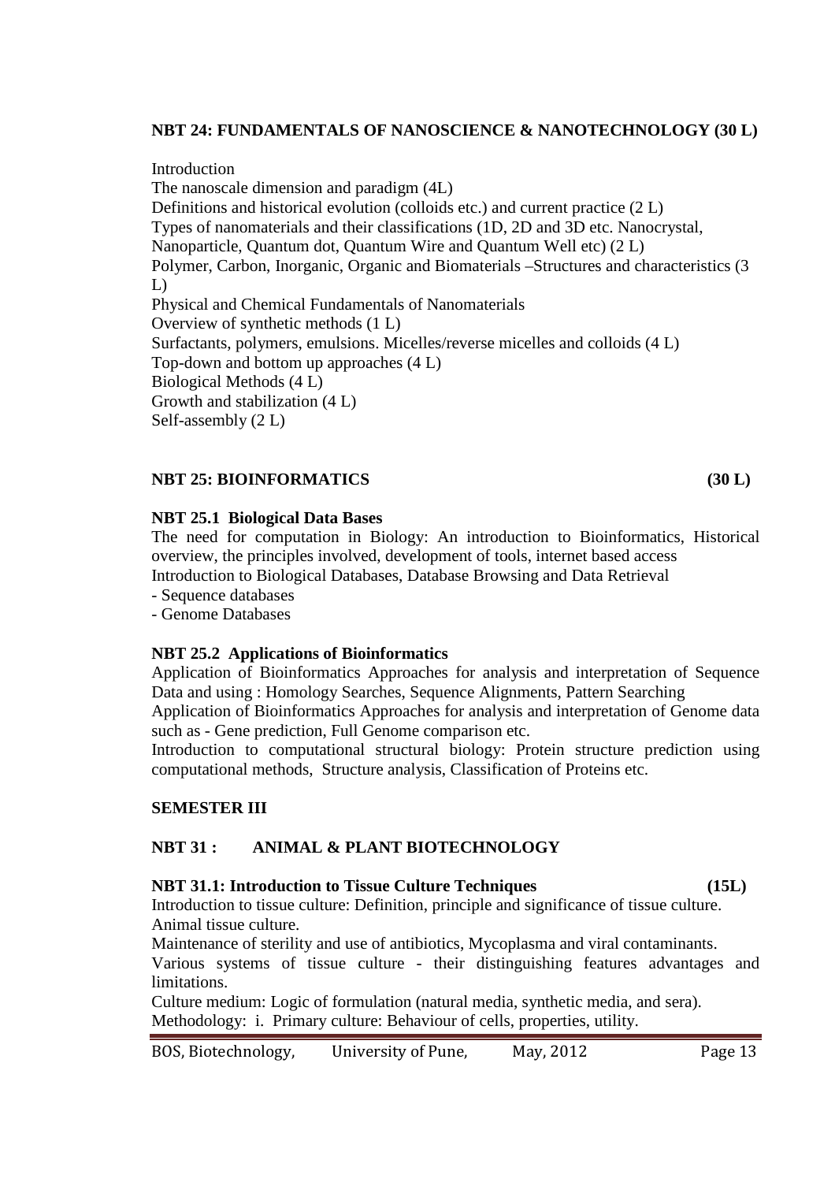**NBT 24: FUNDAMENTALS OF NANOSCIENCE & NANOTECHNOLOGY (30 L)**

Introduction
The nanoscale dimension and paradigm (4L)
Definitions and historical evolution (colloids etc.) and current practice (2 L)
Types of nanomaterials and their classifications (1D, 2D and 3D etc. Nanocrystal, Nanoparticle, Quantum dot, Quantum Wire and Quantum Well etc) (2 L)
Polymer, Carbon, Inorganic, Organic and Biomaterials –Structures and characteristics (3 L)
Physical and Chemical Fundamentals of Nanomaterials
Overview of synthetic methods (1 L)
Surfactants, polymers, emulsions. Micelles/reverse micelles and colloids (4 L)
Top-down and bottom up approaches (4 L)
Biological Methods (4 L)
Growth and stabilization (4 L)
Self-assembly (2 L)

**NBT 25: BIOINFORMATICS (30 L)**

**NBT 25.1 Biological Data Bases**

The need for computation in Biology: An introduction to Bioinformatics, Historical overview, the principles involved, development of tools, internet based access
Introduction to Biological Databases, Database Browsing and Data Retrieval
- Sequence databases
- Genome Databases

**NBT 25.2 Applications of Bioinformatics**

Application of Bioinformatics Approaches for analysis and interpretation of Sequence Data and using : Homology Searches, Sequence Alignments, Pattern Searching
Application of Bioinformatics Approaches for analysis and interpretation of Genome data such as - Gene prediction, Full Genome comparison etc.
Introduction to computational structural biology: Protein structure prediction using computational methods, Structure analysis, Classification of Proteins etc.

**SEMESTER III**

**NBT 31 : ANIMAL & PLANT BIOTECHNOLOGY**

**NBT 31.1: Introduction to Tissue Culture Techniques (15L)**

Introduction to tissue culture: Definition, principle and significance of tissue culture.
Animal tissue culture.
Maintenance of sterility and use of antibiotics, Mycoplasma and viral contaminants.
Various systems of tissue culture - their distinguishing features advantages and limitations.
Culture medium: Logic of formulation (natural media, synthetic media, and sera).
Methodology: i. Primary culture: Behaviour of cells, properties, utility.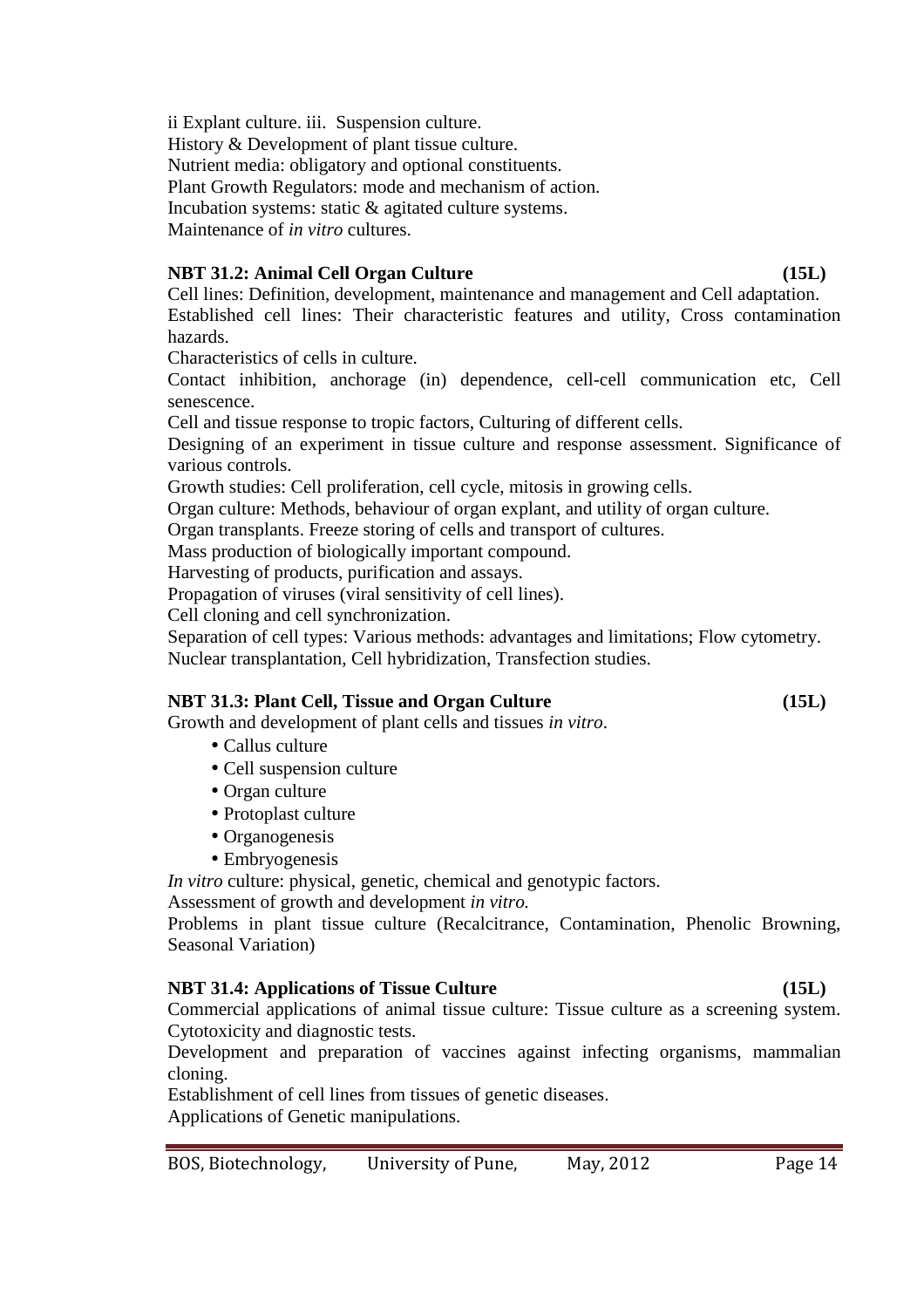ii Explant culture. iii. Suspension culture.
History & Development of plant tissue culture.
Nutrient media: obligatory and optional constituents.
Plant Growth Regulators: mode and mechanism of action.
Incubation systems: static & agitated culture systems.
Maintenance of *in vitro* cultures.

**NBT 31.2: Animal Cell Organ Culture (15L)**

Cell lines: Definition, development, maintenance and management and Cell adaptation.
Established cell lines: Their characteristic features and utility, Cross contamination hazards.
Characteristics of cells in culture.
Contact inhibition, anchorage (in) dependence, cell-cell communication etc, Cell senescence.
Cell and tissue response to tropic factors, Culturing of different cells.
Designing of an experiment in tissue culture and response assessment. Significance of various controls.
Growth studies: Cell proliferation, cell cycle, mitosis in growing cells.
Organ culture: Methods, behaviour of organ explant, and utility of organ culture.
Organ transplants. Freeze storing of cells and transport of cultures.
Mass production of biologically important compound.
Harvesting of products, purification and assays.
Propagation of viruses (viral sensitivity of cell lines).
Cell cloning and cell synchronization.
Separation of cell types: Various methods: advantages and limitations; Flow cytometry.
Nuclear transplantation, Cell hybridization, Transfection studies.

**NBT 31.3: Plant Cell, Tissue and Organ Culture (15L)**

Growth and development of plant cells and tissues *in vitro*.

- Callus culture
- Cell suspension culture
- Organ culture
- Protoplast culture
- Organogenesis
- Embryogenesis

*In vitro* culture: physical, genetic, chemical and genotypic factors.
Assessment of growth and development *in vitro.*
Problems in plant tissue culture (Recalcitrance, Contamination, Phenolic Browning, Seasonal Variation)

**NBT 31.4: Applications of Tissue Culture (15L)**

Commercial applications of animal tissue culture: Tissue culture as a screening system. Cytotoxicity and diagnostic tests.
Development and preparation of vaccines against infecting organisms, mammalian cloning.
Establishment of cell lines from tissues of genetic diseases.
Applications of Genetic manipulations.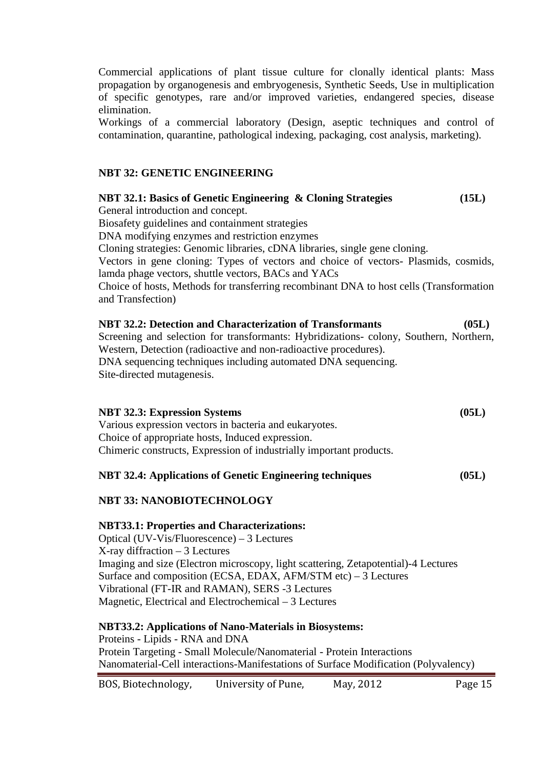Commercial applications of plant tissue culture for clonally identical plants: Mass propagation by organogenesis and embryogenesis, Synthetic Seeds, Use in multiplication of specific genotypes, rare and/or improved varieties, endangered species, disease elimination.

Workings of a commercial laboratory (Design, aseptic techniques and control of contamination, quarantine, pathological indexing, packaging, cost analysis, marketing).

## NBT 32: GENETIC ENGINEERING

### NBT 32.1: Basics of Genetic Engineering & Cloning Strategies (15L)

General introduction and concept.

Biosafety guidelines and containment strategies

DNA modifying enzymes and restriction enzymes

Cloning strategies: Genomic libraries, cDNA libraries, single gene cloning.

Vectors in gene cloning: Types of vectors and choice of vectors- Plasmids, cosmids, lamda phage vectors, shuttle vectors, BACs and YACs

Choice of hosts, Methods for transferring recombinant DNA to host cells (Transformation and Transfection)

### NBT 32.2: Detection and Characterization of Transformants (05L)

Screening and selection for transformants: Hybridizations- colony, Southern, Northern, Western, Detection (radioactive and non-radioactive procedures).

DNA sequencing techniques including automated DNA sequencing.

Site-directed mutagenesis.

### NBT 32.3: Expression Systems (05L)

Various expression vectors in bacteria and eukaryotes.

Choice of appropriate hosts, Induced expression.

Chimeric constructs, Expression of industrially important products.

### NBT 32.4: Applications of Genetic Engineering techniques (05L)

## NBT 33: NANOBIOTECHNOLOGY

### NBT33.1: Properties and Characterizations:

Optical (UV-Vis/Fluorescence) – 3 Lectures

X-ray diffraction – 3 Lectures

Imaging and size (Electron microscopy, light scattering, Zetapotential)-4 Lectures

Surface and composition (ECSA, EDAX, AFM/STM etc) – 3 Lectures

Vibrational (FT-IR and RAMAN), SERS -3 Lectures

Magnetic, Electrical and Electrochemical – 3 Lectures

### NBT33.2: Applications of Nano-Materials in Biosystems:

Proteins - Lipids - RNA and DNA

Protein Targeting - Small Molecule/Nanomaterial - Protein Interactions

Nanomaterial-Cell interactions-Manifestations of Surface Modification (Polyvalency)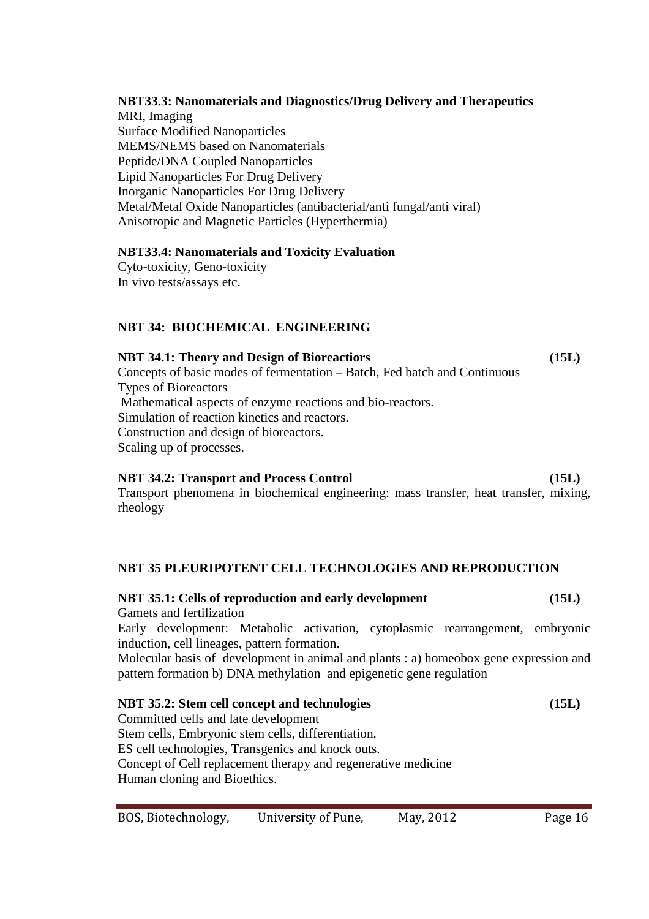**NBT33.3: Nanomaterials and Diagnostics/Drug Delivery and Therapeutics**

MRI, Imaging
Surface Modified Nanoparticles
MEMS/NEMS based on Nanomaterials
Peptide/DNA Coupled Nanoparticles
Lipid Nanoparticles For Drug Delivery
Inorganic Nanoparticles For Drug Delivery
Metal/Metal Oxide Nanoparticles (antibacterial/anti fungal/anti viral)
Anisotropic and Magnetic Particles (Hyperthermia)

**NBT33.4: Nanomaterials and Toxicity Evaluation**

Cyto-toxicity, Geno-toxicity
In vivo tests/assays etc.

## NBT 34: BIOCHEMICAL ENGINEERING

**NBT 34.1: Theory and Design of Bioreactiors (15L)**

Concepts of basic modes of fermentation – Batch, Fed batch and Continuous
Types of Bioreactors
Mathematical aspects of enzyme reactions and bio-reactors.
Simulation of reaction kinetics and reactors.
Construction and design of bioreactors.
Scaling up of processes.

**NBT 34.2: Transport and Process Control (15L)**

Transport phenomena in biochemical engineering: mass transfer, heat transfer, mixing, rheology

## NBT 35 PLEURIPOTENT CELL TECHNOLOGIES AND REPRODUCTION

**NBT 35.1: Cells of reproduction and early development (15L)**

Gamets and fertilization
Early development: Metabolic activation, cytoplasmic rearrangement, embryonic induction, cell lineages, pattern formation.
Molecular basis of development in animal and plants : a) homeobox gene expression and pattern formation b) DNA methylation and epigenetic gene regulation

**NBT 35.2: Stem cell concept and technologies (15L)**

Committed cells and late development
Stem cells, Embryonic stem cells, differentiation.
ES cell technologies, Transgenics and knock outs.
Concept of Cell replacement therapy and regenerative medicine
Human cloning and Bioethics.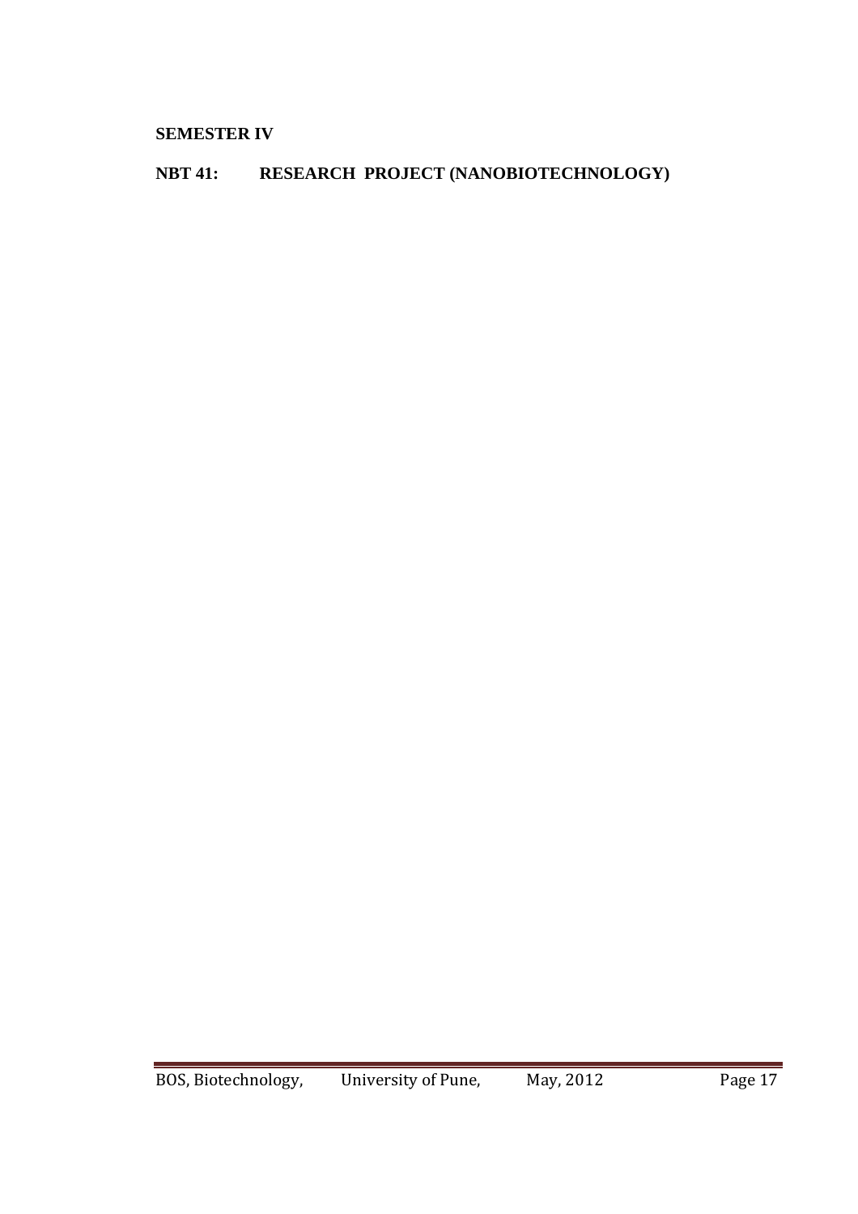**SEMESTER IV**

**NBT 41: RESEARCH PROJECT (NANOBIOTECHNOLOGY)**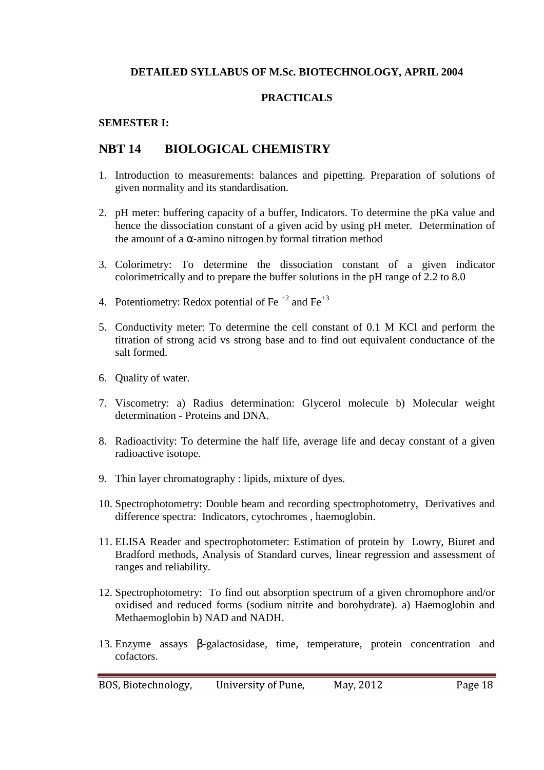**DETAILED SYLLABUS OF M.Sc. BIOTECHNOLOGY, APRIL 2004**

**PRACTICALS**

**SEMESTER I:**

## NBT 14 BIOLOGICAL CHEMISTRY

1. Introduction to measurements: balances and pipetting. Preparation of solutions of given normality and its standardisation.

2. pH meter: buffering capacity of a buffer, Indicators. To determine the pKa value and hence the dissociation constant of a given acid by using pH meter. Determination of the amount of a $\alpha$-amino nitrogen by formal titration method

3. Colorimetry: To determine the dissociation constant of a given indicator colorimetrically and to prepare the buffer solutions in the pH range of 2.2 to 8.0

4. Potentiometry: Redox potential of $Fe^{+2}$ and $Fe^{+3}$

5. Conductivity meter: To determine the cell constant of 0.1 M KCl and perform the titration of strong acid vs strong base and to find out equivalent conductance of the salt formed.

6. Quality of water.

7. Viscometry: a) Radius determination: Glycerol molecule b) Molecular weight determination - Proteins and DNA.

8. Radioactivity: To determine the half life, average life and decay constant of a given radioactive isotope.

9. Thin layer chromatography : lipids, mixture of dyes.

10. Spectrophotometry: Double beam and recording spectrophotometry, Derivatives and difference spectra: Indicators, cytochromes , haemoglobin.

11. ELISA Reader and spectrophotometer: Estimation of protein by Lowry, Biuret and Bradford methods, Analysis of Standard curves, linear regression and assessment of ranges and reliability.

12. Spectrophotometry: To find out absorption spectrum of a given chromophore and/or oxidised and reduced forms (sodium nitrite and borohydrate). a) Haemoglobin and Methaemoglobin b) NAD and NADH.

13. Enzyme assays $\beta$-galactosidase, time, temperature, protein concentration and cofactors.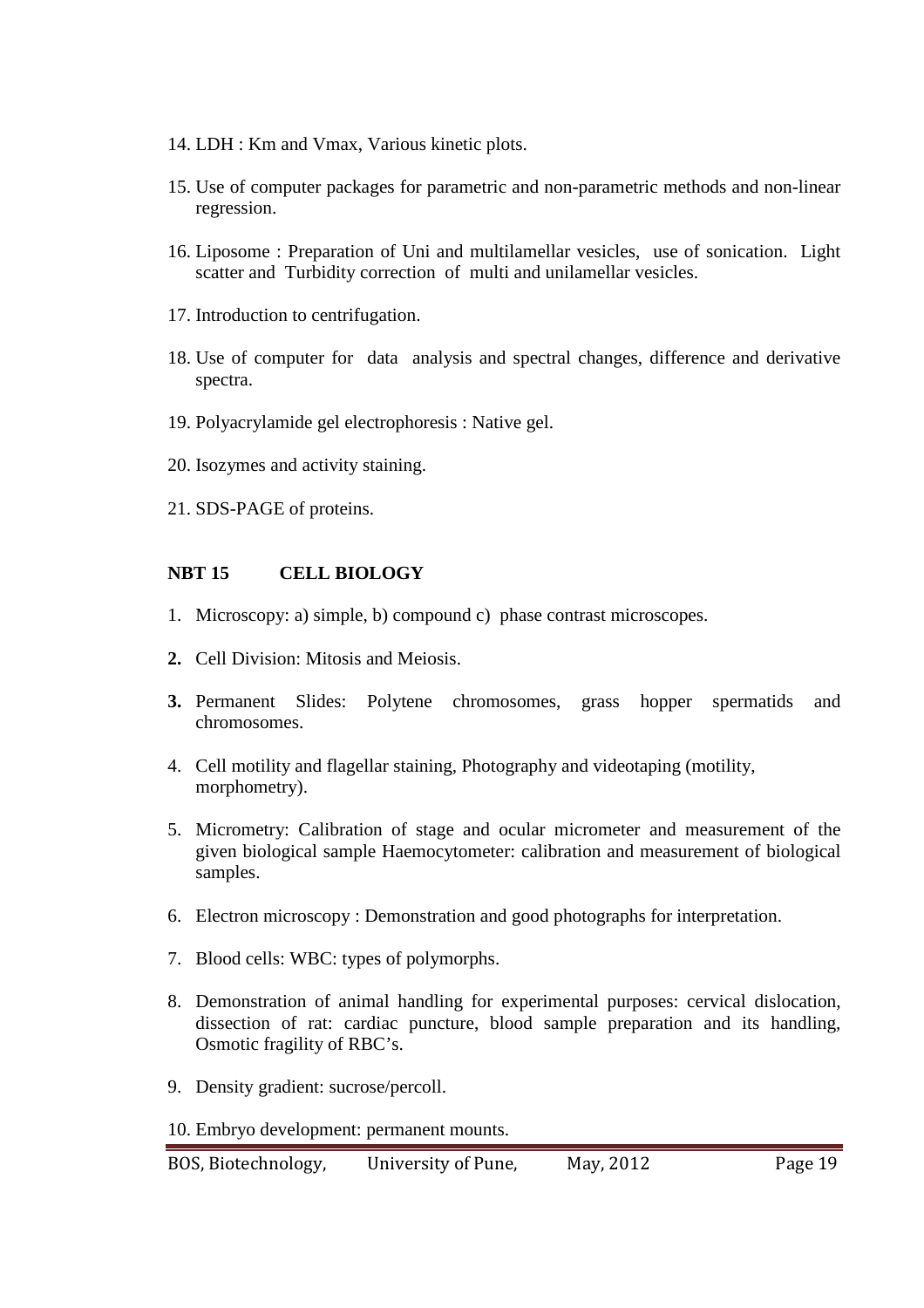14. LDH : Km and Vmax, Various kinetic plots.

15. Use of computer packages for parametric and non-parametric methods and non-linear regression.

16. Liposome : Preparation of Uni and multilamellar vesicles, use of sonication. Light scatter and Turbidity correction of multi and unilamellar vesicles.

17. Introduction to centrifugation.

18. Use of computer for data analysis and spectral changes, difference and derivative spectra.

19. Polyacrylamide gel electrophoresis : Native gel.

20. Isozymes and activity staining.

21. SDS-PAGE of proteins.

### NBT 15 CELL BIOLOGY

1. Microscopy: a) simple, b) compound c) phase contrast microscopes.

2. Cell Division: Mitosis and Meiosis.

3. Permanent Slides: Polytene chromosomes, grass hopper spermatids and chromosomes.

4. Cell motility and flagellar staining, Photography and videotaping (motility, morphometry).

5. Micrometry: Calibration of stage and ocular micrometer and measurement of the given biological sample Haemocytometer: calibration and measurement of biological samples.

6. Electron microscopy : Demonstration and good photographs for interpretation.

7. Blood cells: WBC: types of polymorphs.

8. Demonstration of animal handling for experimental purposes: cervical dislocation, dissection of rat: cardiac puncture, blood sample preparation and its handling, Osmotic fragility of RBC's.

9. Density gradient: sucrose/percoll.

10. Embryo development: permanent mounts.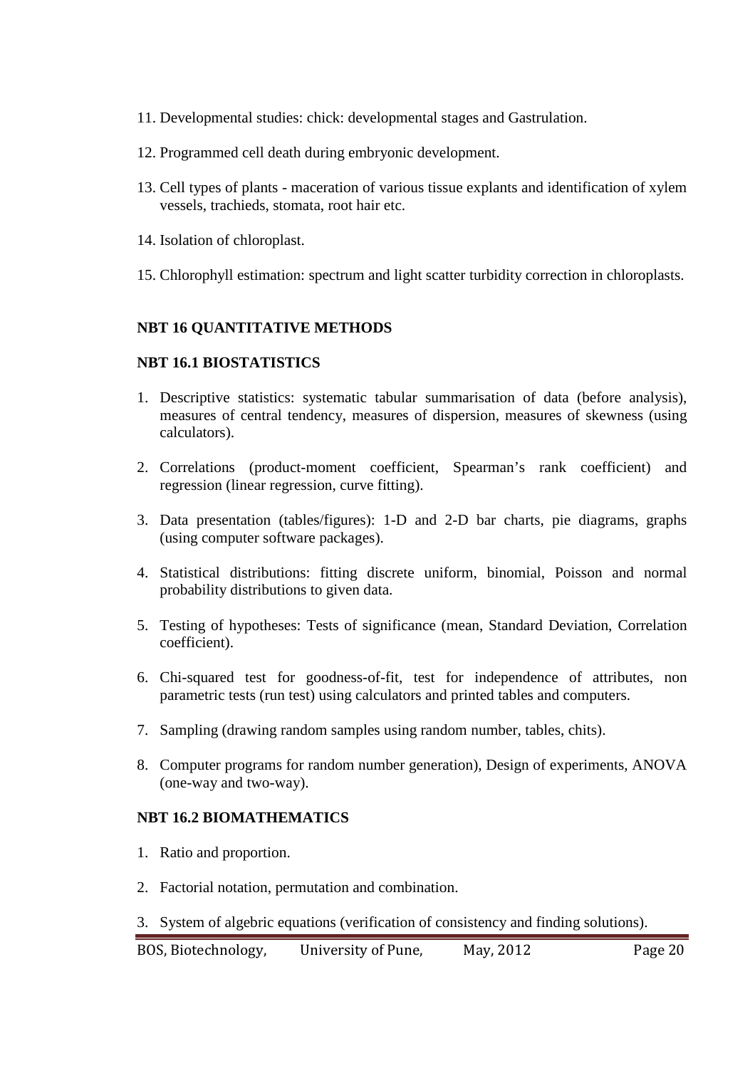11. Developmental studies: chick: developmental stages and Gastrulation.

12. Programmed cell death during embryonic development.

13. Cell types of plants - maceration of various tissue explants and identification of xylem vessels, trachieds, stomata, root hair etc.

14. Isolation of chloroplast.

15. Chlorophyll estimation: spectrum and light scatter turbidity correction in chloroplasts.

**NBT 16 QUANTITATIVE METHODS**

**NBT 16.1 BIOSTATISTICS**

1. Descriptive statistics: systematic tabular summarisation of data (before analysis), measures of central tendency, measures of dispersion, measures of skewness (using calculators).

2. Correlations (product-moment coefficient, Spearman's rank coefficient) and regression (linear regression, curve fitting).

3. Data presentation (tables/figures): 1-D and 2-D bar charts, pie diagrams, graphs (using computer software packages).

4. Statistical distributions: fitting discrete uniform, binomial, Poisson and normal probability distributions to given data.

5. Testing of hypotheses: Tests of significance (mean, Standard Deviation, Correlation coefficient).

6. Chi-squared test for goodness-of-fit, test for independence of attributes, non parametric tests (run test) using calculators and printed tables and computers.

7. Sampling (drawing random samples using random number, tables, chits).

8. Computer programs for random number generation), Design of experiments, ANOVA (one-way and two-way).

**NBT 16.2 BIOMATHEMATICS**

1. Ratio and proportion.

2. Factorial notation, permutation and combination.

3. System of algebric equations (verification of consistency and finding solutions).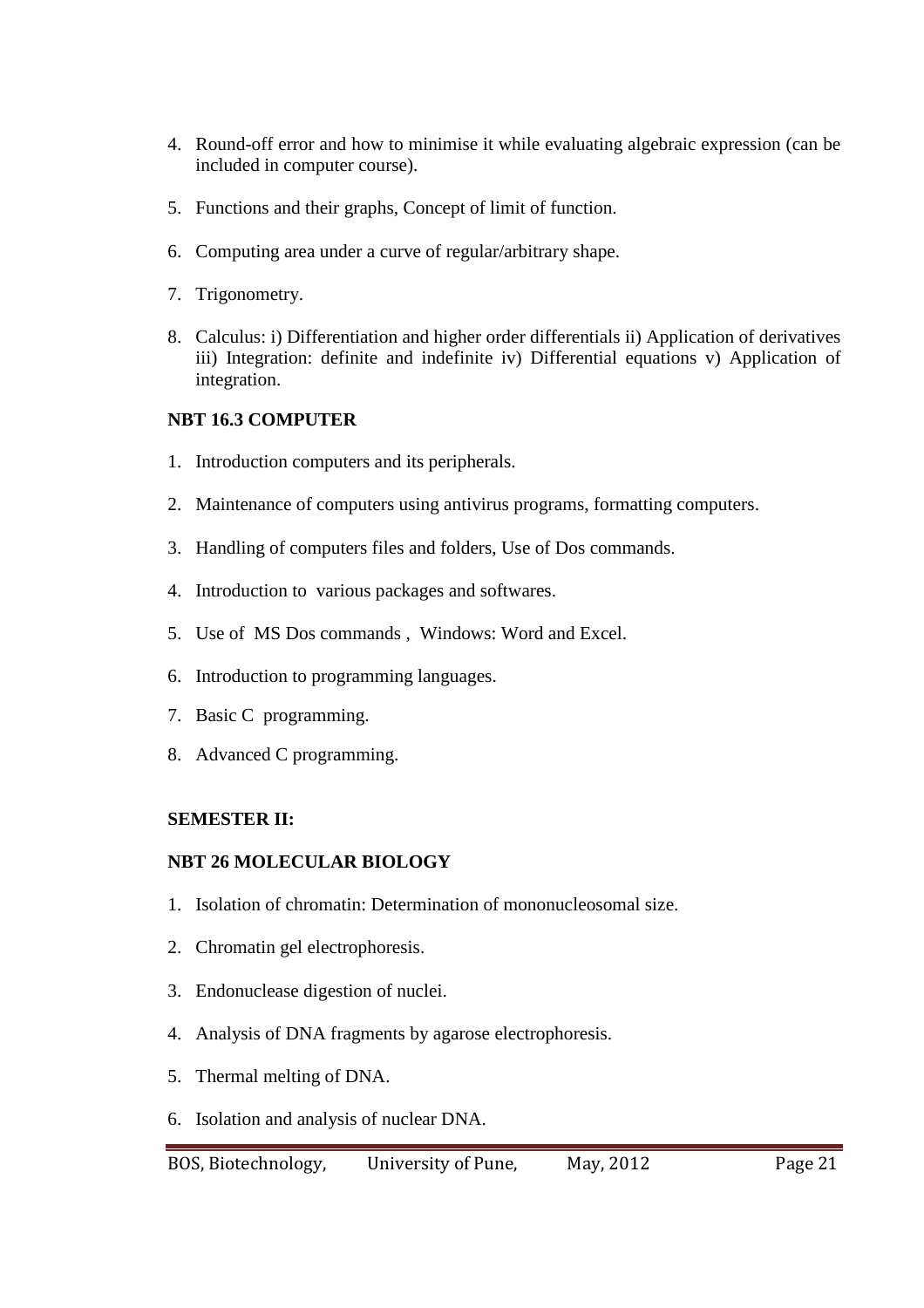4. Round-off error and how to minimise it while evaluating algebraic expression (can be included in computer course).

5. Functions and their graphs, Concept of limit of function.

6. Computing area under a curve of regular/arbitrary shape.

7. Trigonometry.

8. Calculus: i) Differentiation and higher order differentials ii) Application of derivatives iii) Integration: definite and indefinite iv) Differential equations v) Application of integration.

**NBT 16.3 COMPUTER**

1. Introduction computers and its peripherals.

2. Maintenance of computers using antivirus programs, formatting computers.

3. Handling of computers files and folders, Use of Dos commands.

4. Introduction to various packages and softwares.

5. Use of MS Dos commands , Windows: Word and Excel.

6. Introduction to programming languages.

7. Basic C programming.

8. Advanced C programming.

**SEMESTER II:**

**NBT 26 MOLECULAR BIOLOGY**

1. Isolation of chromatin: Determination of mononucleosomal size.

2. Chromatin gel electrophoresis.

3. Endonuclease digestion of nuclei.

4. Analysis of DNA fragments by agarose electrophoresis.

5. Thermal melting of DNA.

6. Isolation and analysis of nuclear DNA.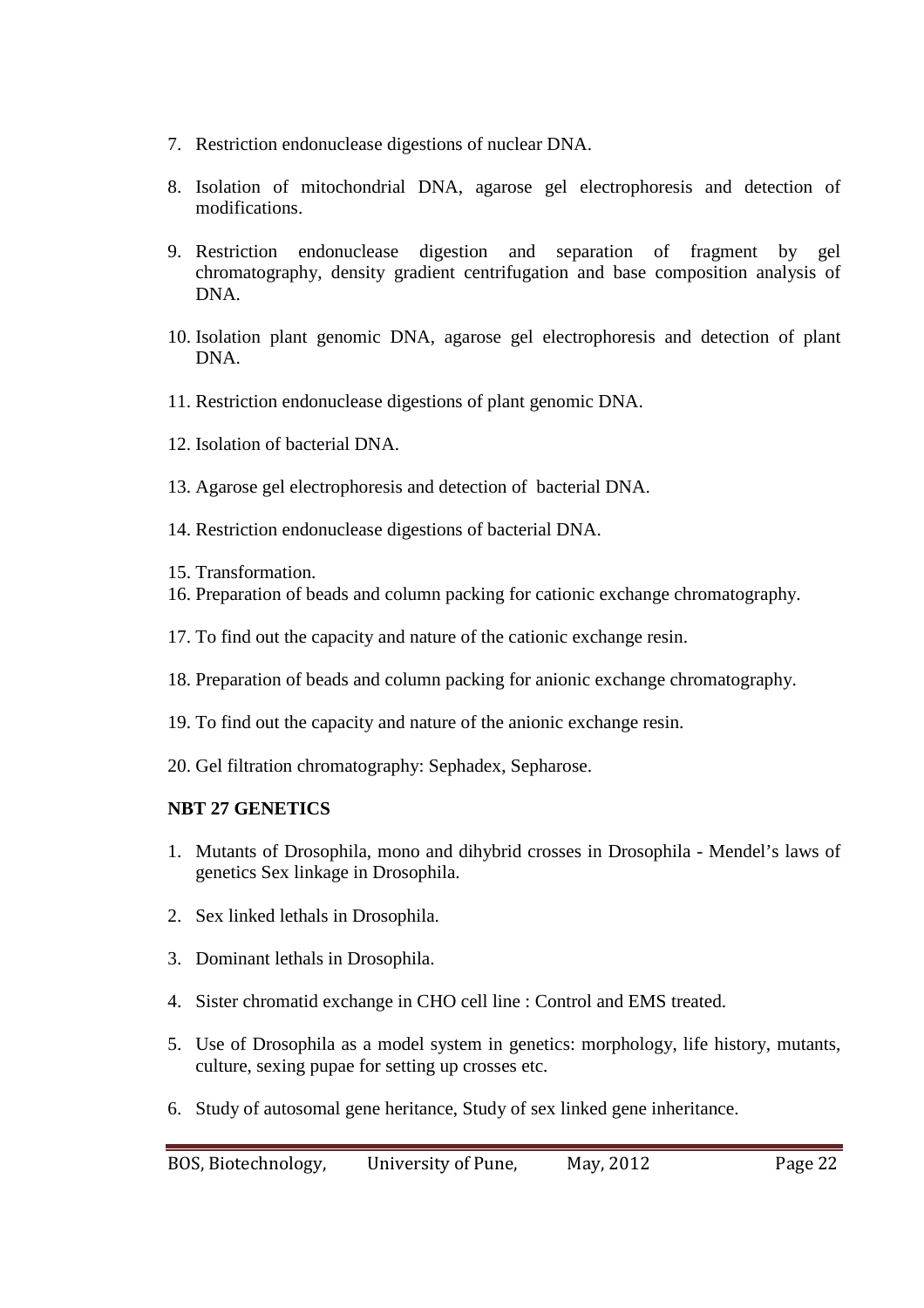7. Restriction endonuclease digestions of nuclear DNA.

8. Isolation of mitochondrial DNA, agarose gel electrophoresis and detection of modifications.

9. Restriction endonuclease digestion and separation of fragment by gel chromatography, density gradient centrifugation and base composition analysis of DNA.

10. Isolation plant genomic DNA, agarose gel electrophoresis and detection of plant DNA.

11. Restriction endonuclease digestions of plant genomic DNA.

12. Isolation of bacterial DNA.

13. Agarose gel electrophoresis and detection of bacterial DNA.

14. Restriction endonuclease digestions of bacterial DNA.

15. Transformation.
16. Preparation of beads and column packing for cationic exchange chromatography.

17. To find out the capacity and nature of the cationic exchange resin.

18. Preparation of beads and column packing for anionic exchange chromatography.

19. To find out the capacity and nature of the anionic exchange resin.

20. Gel filtration chromatography: Sephadex, Sepharose.

**NBT 27 GENETICS**

1. Mutants of Drosophila, mono and dihybrid crosses in Drosophila - Mendel's laws of genetics Sex linkage in Drosophila.

2. Sex linked lethals in Drosophila.

3. Dominant lethals in Drosophila.

4. Sister chromatid exchange in CHO cell line : Control and EMS treated.

5. Use of Drosophila as a model system in genetics: morphology, life history, mutants, culture, sexing pupae for setting up crosses etc.

6. Study of autosomal gene heritance, Study of sex linked gene inheritance.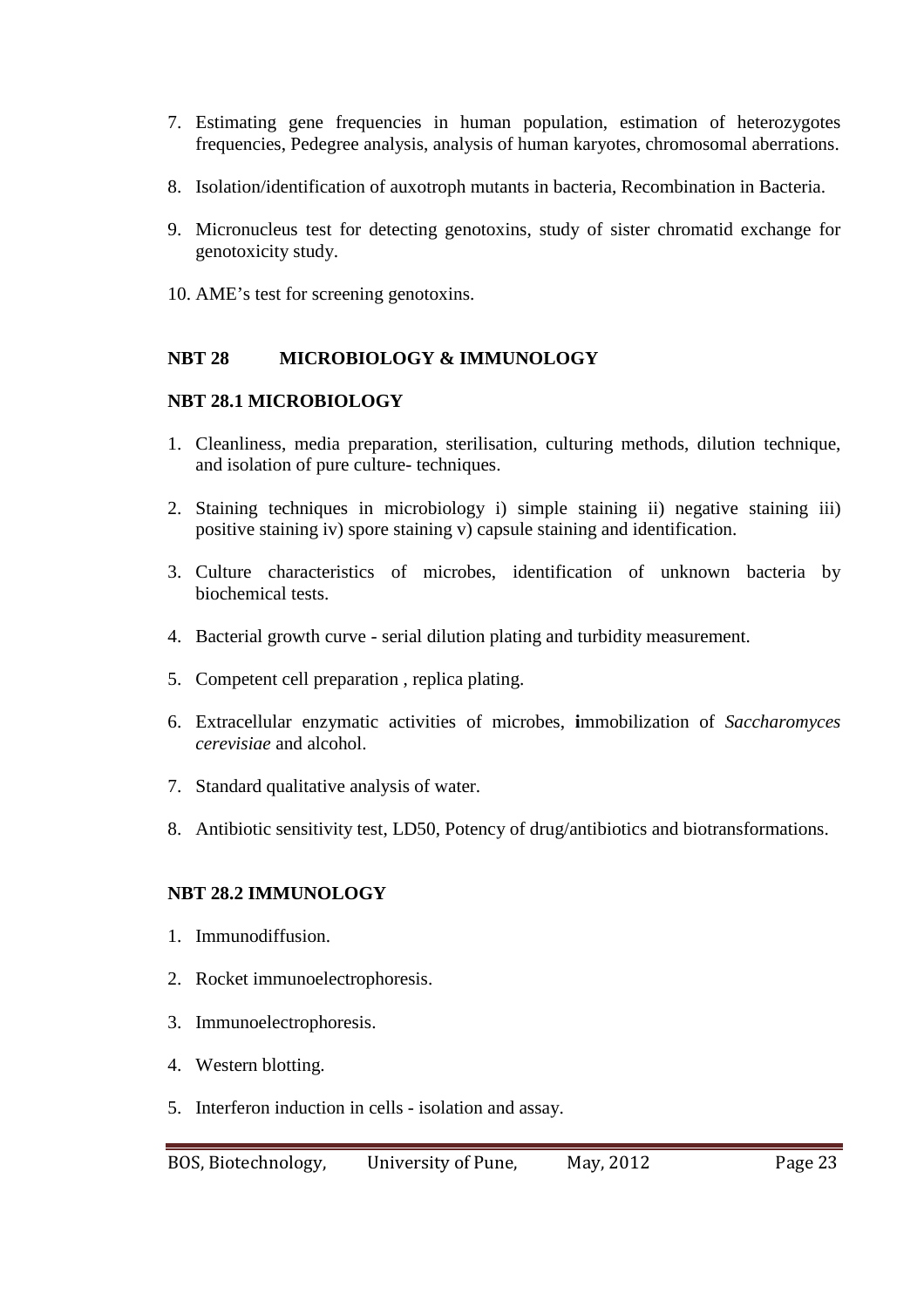7. Estimating gene frequencies in human population, estimation of heterozygotes frequencies, Pedegree analysis, analysis of human karyotes, chromosomal aberrations.

8. Isolation/identification of auxotroph mutants in bacteria, Recombination in Bacteria.

9. Micronucleus test for detecting genotoxins, study of sister chromatid exchange for genotoxicity study.

10. AME's test for screening genotoxins.

## NBT 28 MICROBIOLOGY & IMMUNOLOGY

### NBT 28.1 MICROBIOLOGY

1. Cleanliness, media preparation, sterilisation, culturing methods, dilution technique, and isolation of pure culture- techniques.

2. Staining techniques in microbiology i) simple staining ii) negative staining iii) positive staining iv) spore staining v) capsule staining and identification.

3. Culture characteristics of microbes, identification of unknown bacteria by biochemical tests.

4. Bacterial growth curve - serial dilution plating and turbidity measurement.

5. Competent cell preparation , replica plating.

6. Extracellular enzymatic activities of microbes, **i**mmobilization of *Saccharomyces cerevisiae* and alcohol.

7. Standard qualitative analysis of water.

8. Antibiotic sensitivity test, LD50, Potency of drug/antibiotics and biotransformations.

### NBT 28.2 IMMUNOLOGY

1. Immunodiffusion.

2. Rocket immunoelectrophoresis.

3. Immunoelectrophoresis.

4. Western blotting.

5. Interferon induction in cells - isolation and assay.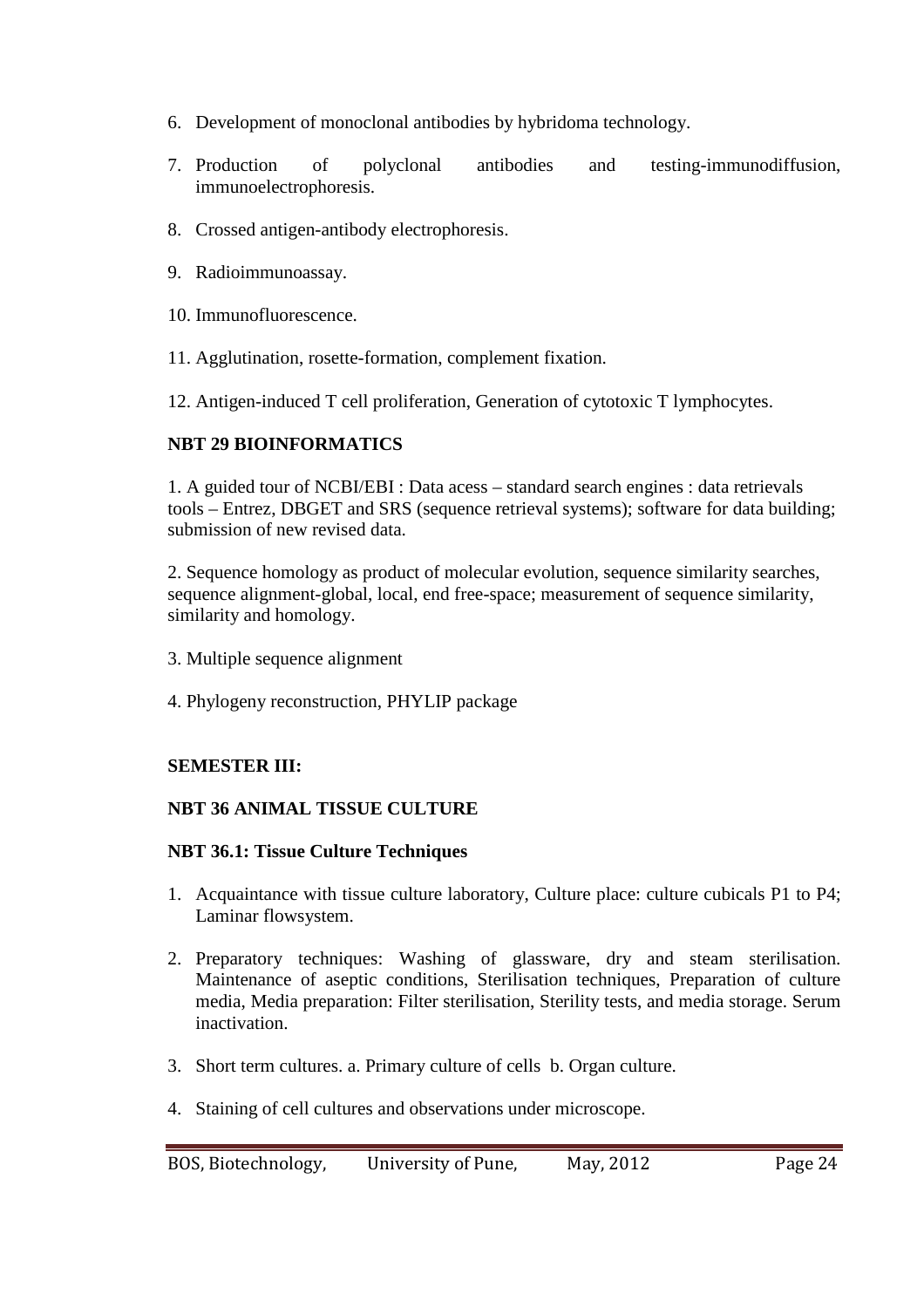6. Development of monoclonal antibodies by hybridoma technology.

7. Production of polyclonal antibodies and testing-immunodiffusion, immunoelectrophoresis.

8. Crossed antigen-antibody electrophoresis.

9. Radioimmunoassay.

10. Immunofluorescence.

11. Agglutination, rosette-formation, complement fixation.

12. Antigen-induced T cell proliferation, Generation of cytotoxic T lymphocytes.

**NBT 29 BIOINFORMATICS**

1. A guided tour of NCBI/EBI : Data acess – standard search engines : data retrievals tools – Entrez, DBGET and SRS (sequence retrieval systems); software for data building; submission of new revised data.

2. Sequence homology as product of molecular evolution, sequence similarity searches, sequence alignment-global, local, end free-space; measurement of sequence similarity, similarity and homology.

3. Multiple sequence alignment

4. Phylogeny reconstruction, PHYLIP package

**SEMESTER III:**

**NBT 36 ANIMAL TISSUE CULTURE**

**NBT 36.1: Tissue Culture Techniques**

1. Acquaintance with tissue culture laboratory, Culture place: culture cubicals P1 to P4; Laminar flowsystem.

2. Preparatory techniques: Washing of glassware, dry and steam sterilisation. Maintenance of aseptic conditions, Sterilisation techniques, Preparation of culture media, Media preparation: Filter sterilisation, Sterility tests, and media storage. Serum inactivation.

3. Short term cultures. a. Primary culture of cells b. Organ culture.

4. Staining of cell cultures and observations under microscope.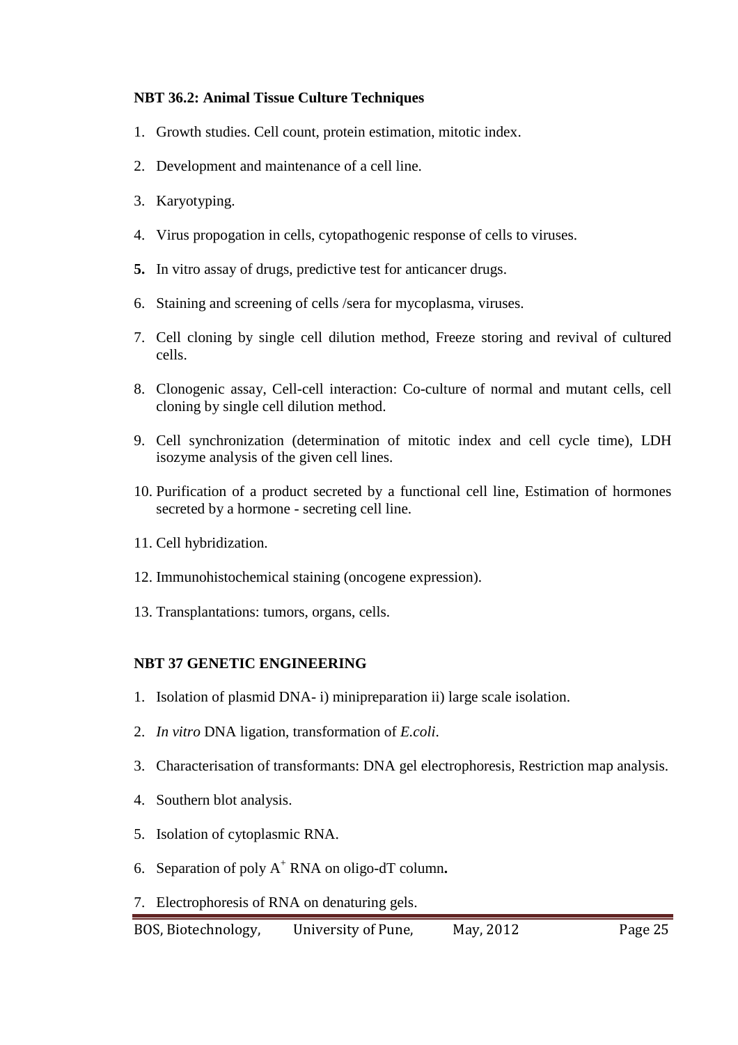**NBT 36.2: Animal Tissue Culture Techniques**

1. Growth studies. Cell count, protein estimation, mitotic index.
2. Development and maintenance of a cell line.
3. Karyotyping.
4. Virus propogation in cells, cytopathogenic response of cells to viruses.
5. In vitro assay of drugs, predictive test for anticancer drugs.
6. Staining and screening of cells /sera for mycoplasma, viruses.
7. Cell cloning by single cell dilution method, Freeze storing and revival of cultured cells.
8. Clonogenic assay, Cell-cell interaction: Co-culture of normal and mutant cells, cell cloning by single cell dilution method.
9. Cell synchronization (determination of mitotic index and cell cycle time), LDH isozyme analysis of the given cell lines.
10. Purification of a product secreted by a functional cell line, Estimation of hormones secreted by a hormone - secreting cell line.
11. Cell hybridization.
12. Immunohistochemical staining (oncogene expression).
13. Transplantations: tumors, organs, cells.

**NBT 37 GENETIC ENGINEERING**

1. Isolation of plasmid DNA- i) minipreparation ii) large scale isolation.
2. *In vitro* DNA ligation, transformation of *E.coli*.
3. Characterisation of transformants: DNA gel electrophoresis, Restriction map analysis.
4. Southern blot analysis.
5. Isolation of cytoplasmic RNA.
6. Separation of poly $A^+$ RNA on oligo-dT column.
7. Electrophoresis of RNA on denaturing gels.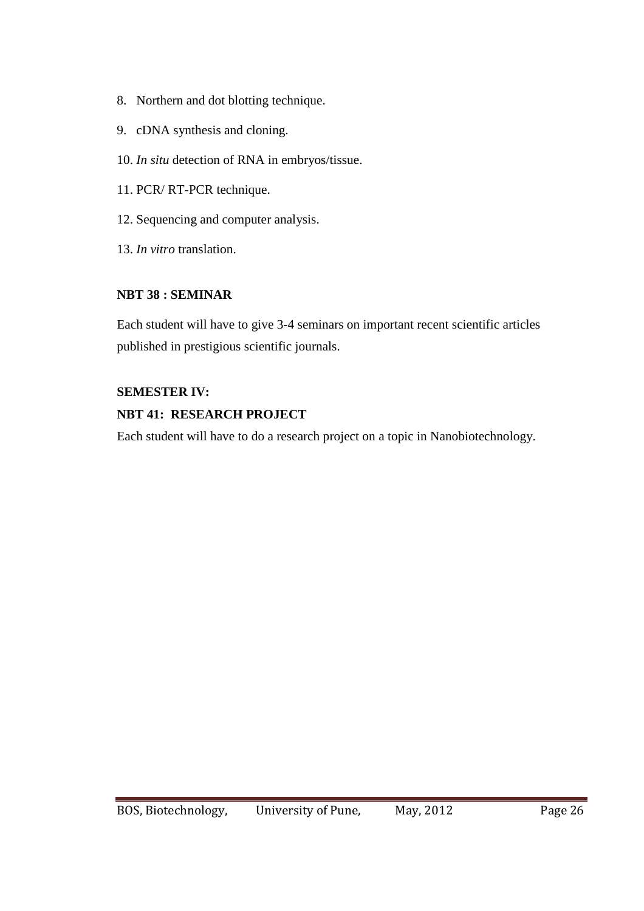8. Northern and dot blotting technique.
9. cDNA synthesis and cloning.
10. *In situ* detection of RNA in embryos/tissue.
11. PCR/ RT-PCR technique.
12. Sequencing and computer analysis.
13. *In vitro* translation.

**NBT 38 : SEMINAR**

Each student will have to give 3-4 seminars on important recent scientific articles published in prestigious scientific journals.

**SEMESTER IV:**

**NBT 41: RESEARCH PROJECT**

Each student will have to do a research project on a topic in Nanobiotechnology.